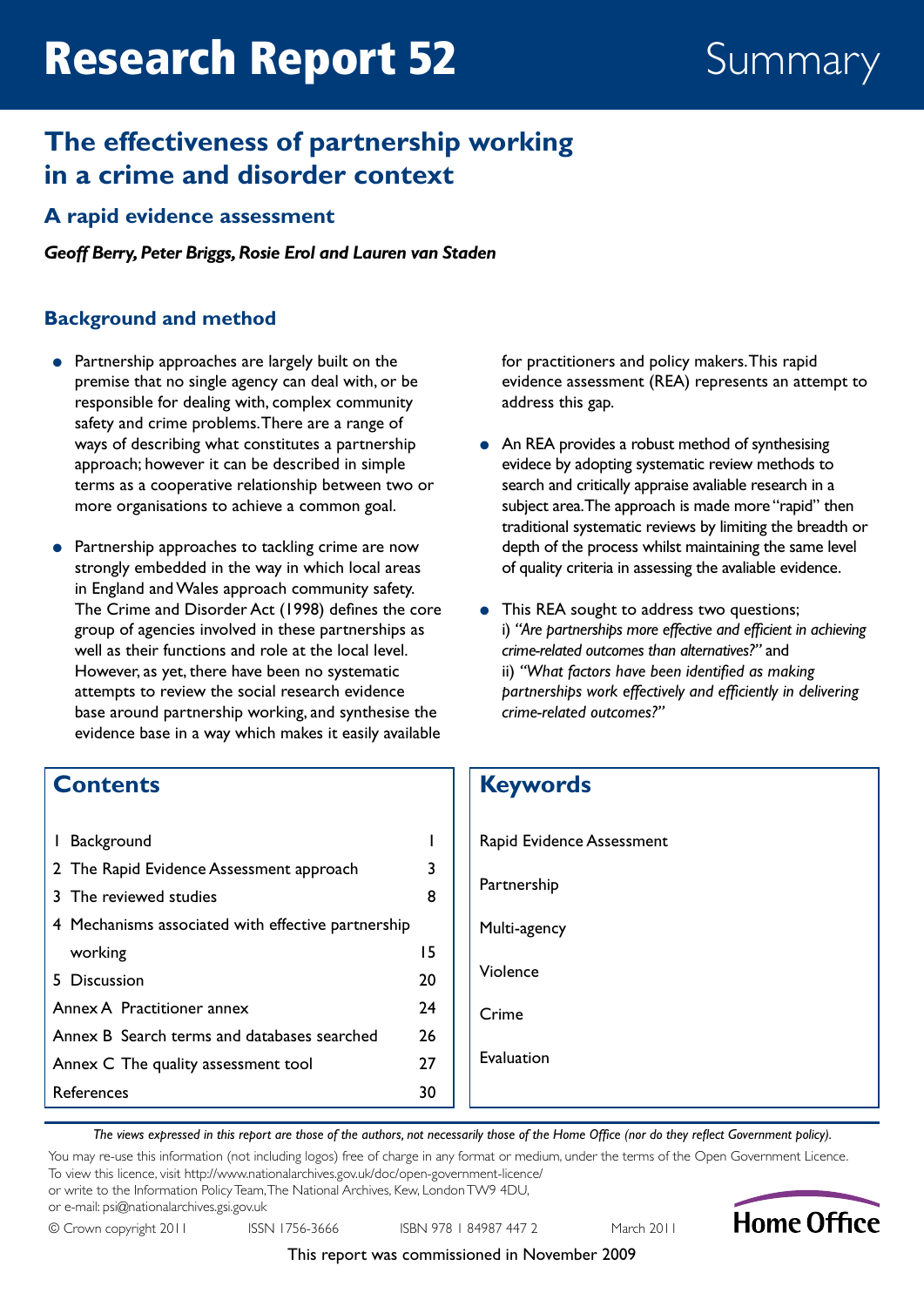# Research Report 52 — Summary

## The effectiveness of partnership working in a crime and disorder context

### A rapid evidence assessment

***Geoff Berry, Peter Briggs, Rosie Erol and Lauren van Staden***

### Background and method

- Partnership approaches are largely built on the premise that no single agency can deal with, or be responsible for dealing with, complex community safety and crime problems. There are a range of ways of describing what constitutes a partnership approach; however it can be described in simple terms as a cooperative relationship between two or more organisations to achieve a common goal.
- Partnership approaches to tackling crime are now strongly embedded in the way in which local areas in England and Wales approach community safety. The Crime and Disorder Act (1998) defines the core group of agencies involved in these partnerships as well as their functions and role at the local level. However, as yet, there have been no systematic attempts to review the social research evidence base around partnership working, and synthesise the evidence base in a way which makes it easily available for practitioners and policy makers. This rapid evidence assessment (REA) represents an attempt to address this gap.
- An REA provides a robust method of synthesising evidece by adopting systematic review methods to search and critically appraise avaliable research in a subject area. The approach is made more "rapid" then traditional systematic reviews by limiting the breadth or depth of the process whilst maintaining the same level of quality criteria in assessing the avaliable evidence.
- This REA sought to address two questions;
  i) *"Are partnerships more effective and efficient in achieving crime-related outcomes than alternatives?"* and
  ii) *"What factors have been identified as making partnerships work effectively and efficiently in delivering crime-related outcomes?"*

### Contents

| | |
|---|---|
| 1 Background | 1 |
| 2 The Rapid Evidence Assessment approach | 3 |
| 3 The reviewed studies | 8 |
| 4 Mechanisms associated with effective partnership working | 15 |
| 5 Discussion | 20 |
| Annex A Practitioner annex | 24 |
| Annex B Search terms and databases searched | 26 |
| Annex C The quality assessment tool | 27 |
| References | 30 |

### Keywords

Rapid Evidence Assessment

Partnership

Multi-agency

Violence

Crime

Evaluation

*The views expressed in this report are those of the authors, not necessarily those of the Home Office (nor do they reflect Government policy).*

You may re-use this information (not including logos) free of charge in any format or medium, under the terms of the Open Government Licence.
To view this licence, visit http://www.nationalarchives.gov.uk/doc/open-government-licence/
or write to the Information Policy Team, The National Archives, Kew, London TW9 4DU,
or e-mail: psi@nationalarchives.gsi.gov.uk

© Crown copyright 2011 ISSN 1756-3666 ISBN 978 1 84987 447 2 March 2011

Home Office

This report was commissioned in November 2009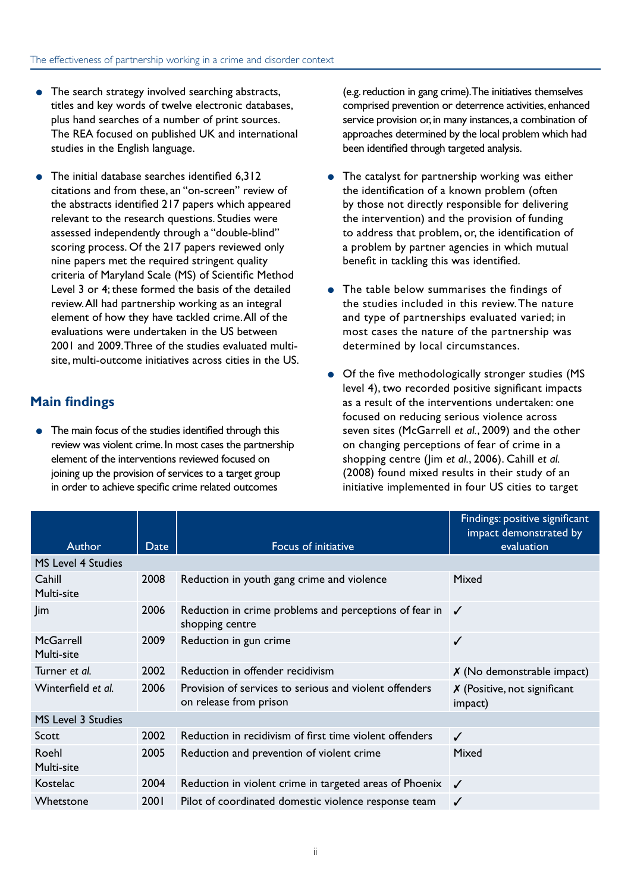- The search strategy involved searching abstracts, titles and key words of twelve electronic databases, plus hand searches of a number of print sources. The REA focused on published UK and international studies in the English language.

- The initial database searches identified 6,312 citations and from these, an "on-screen" review of the abstracts identified 217 papers which appeared relevant to the research questions. Studies were assessed independently through a "double-blind" scoring process. Of the 217 papers reviewed only nine papers met the required stringent quality criteria of Maryland Scale (MS) of Scientific Method Level 3 or 4; these formed the basis of the detailed review. All had partnership working as an integral element of how they have tackled crime. All of the evaluations were undertaken in the US between 2001 and 2009. Three of the studies evaluated multi-site, multi-outcome initiatives across cities in the US.

## Main findings

- The main focus of the studies identified through this review was violent crime. In most cases the partnership element of the interventions reviewed focused on joining up the provision of services to a target group in order to achieve specific crime related outcomes (e.g. reduction in gang crime). The initiatives themselves comprised prevention or deterrence activities, enhanced service provision or, in many instances, a combination of approaches determined by the local problem which had been identified through targeted analysis.

- The catalyst for partnership working was either the identification of a known problem (often by those not directly responsible for delivering the intervention) and the provision of funding to address that problem, or, the identification of a problem by partner agencies in which mutual benefit in tackling this was identified.

- The table below summarises the findings of the studies included in this review. The nature and type of partnerships evaluated varied; in most cases the nature of the partnership was determined by local circumstances.

- Of the five methodologically stronger studies (MS level 4), two recorded positive significant impacts as a result of the interventions undertaken: one focused on reducing serious violence across seven sites (McGarrell *et al.*, 2009) and the other on changing perceptions of fear of crime in a shopping centre (Jim *et al.*, 2006). Cahill *et al.* (2008) found mixed results in their study of an initiative implemented in four US cities to target

| Author | Date | Focus of initiative | Findings: positive significant impact demonstrated by evaluation |
|---|---|---|---|
| MS Level 4 Studies | | | |
| Cahill Multi-site | 2008 | Reduction in youth gang crime and violence | Mixed |
| Jim | 2006 | Reduction in crime problems and perceptions of fear in shopping centre | ✓ |
| McGarrell Multi-site | 2009 | Reduction in gun crime | ✓ |
| Turner *et al.* | 2002 | Reduction in offender recidivism | ✗ (No demonstrable impact) |
| Winterfield *et al.* | 2006 | Provision of services to serious and violent offenders on release from prison | ✗ (Positive, not significant impact) |
| MS Level 3 Studies | | | |
| Scott | 2002 | Reduction in recidivism of first time violent offenders | ✓ |
| Roehl Multi-site | 2005 | Reduction and prevention of violent crime | Mixed |
| Kostelac | 2004 | Reduction in violent crime in targeted areas of Phoenix | ✓ |
| Whetstone | 2001 | Pilot of coordinated domestic violence response team | ✓ |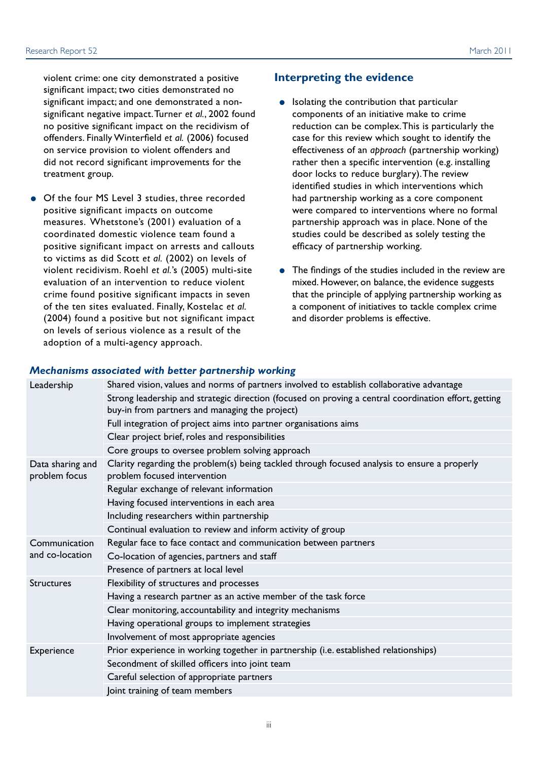violent crime: one city demonstrated a positive significant impact; two cities demonstrated no significant impact; and one demonstrated a non-significant negative impact. Turner *et al.*, 2002 found no positive significant impact on the recidivism of offenders. Finally Winterfield *et al.* (2006) focused on service provision to violent offenders and did not record significant improvements for the treatment group.

- Of the four MS Level 3 studies, three recorded positive significant impacts on outcome measures. Whetstone's (2001) evaluation of a coordinated domestic violence team found a positive significant impact on arrests and callouts to victims as did Scott *et al.* (2002) on levels of violent recidivism. Roehl *et al.*'s (2005) multi-site evaluation of an intervention to reduce violent crime found positive significant impacts in seven of the ten sites evaluated. Finally, Kostelac *et al.* (2004) found a positive but not significant impact on levels of serious violence as a result of the adoption of a multi-agency approach.

## Interpreting the evidence

- Isolating the contribution that particular components of an initiative make to crime reduction can be complex. This is particularly the case for this review which sought to identify the effectiveness of an *approach* (partnership working) rather then a specific intervention (e.g. installing door locks to reduce burglary). The review identified studies in which interventions which had partnership working as a core component were compared to interventions where no formal partnership approach was in place. None of the studies could be described as solely testing the efficacy of partnership working.

- The findings of the studies included in the review are mixed. However, on balance, the evidence suggests that the principle of applying partnership working as a component of initiatives to tackle complex crime and disorder problems is effective.

### *Mechanisms associated with better partnership working*

| | |
|---|---|
| Leadership | Shared vision, values and norms of partners involved to establish collaborative advantage |
| | Strong leadership and strategic direction (focused on proving a central coordination effort, getting buy-in from partners and managing the project) |
| | Full integration of project aims into partner organisations aims |
| | Clear project brief, roles and responsibilities |
| | Core groups to oversee problem solving approach |
| Data sharing and problem focus | Clarity regarding the problem(s) being tackled through focused analysis to ensure a properly problem focused intervention |
| | Regular exchange of relevant information |
| | Having focused interventions in each area |
| | Including researchers within partnership |
| | Continual evaluation to review and inform activity of group |
| Communication and co-location | Regular face to face contact and communication between partners |
| | Co-location of agencies, partners and staff |
| | Presence of partners at local level |
| Structures | Flexibility of structures and processes |
| | Having a research partner as an active member of the task force |
| | Clear monitoring, accountability and integrity mechanisms |
| | Having operational groups to implement strategies |
| | Involvement of most appropriate agencies |
| Experience | Prior experience in working together in partnership (i.e. established relationships) |
| | Secondment of skilled officers into joint team |
| | Careful selection of appropriate partners |
| | Joint training of team members |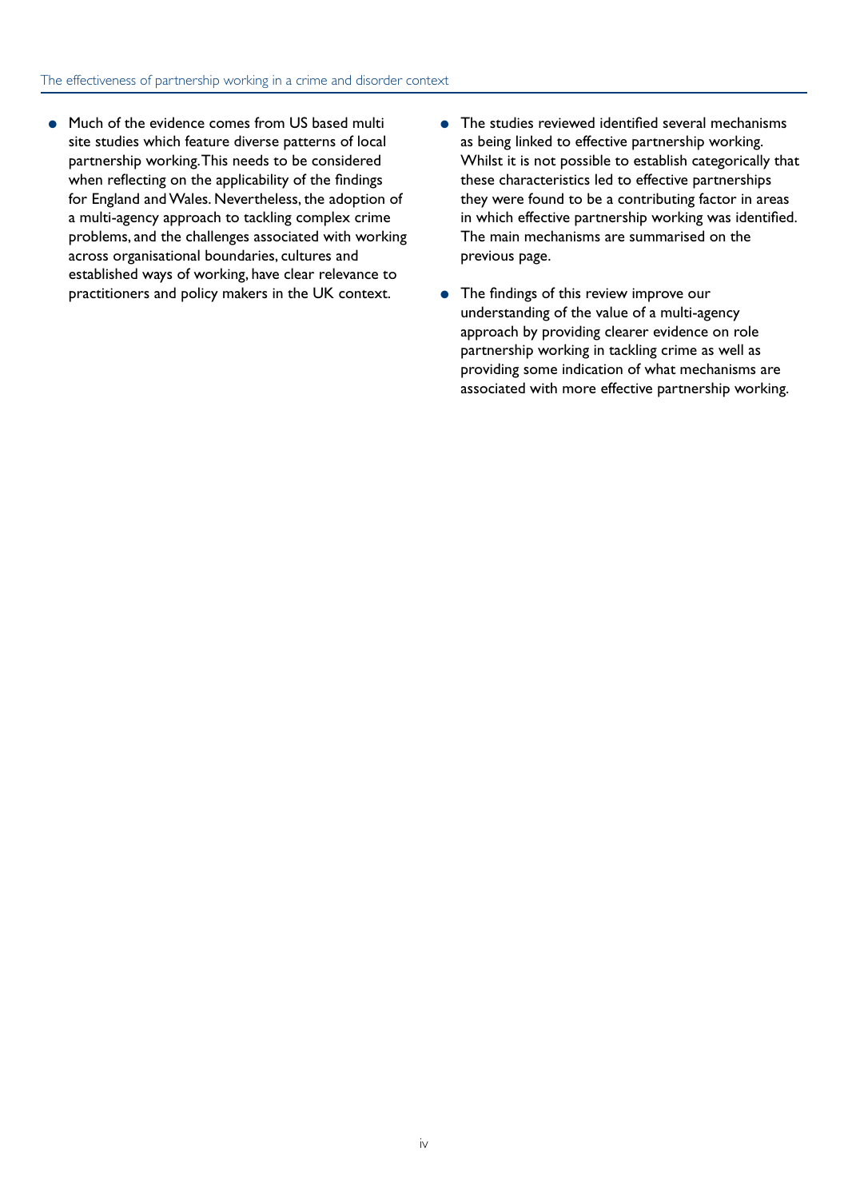- Much of the evidence comes from US based multi site studies which feature diverse patterns of local partnership working. This needs to be considered when reflecting on the applicability of the findings for England and Wales. Nevertheless, the adoption of a multi-agency approach to tackling complex crime problems, and the challenges associated with working across organisational boundaries, cultures and established ways of working, have clear relevance to practitioners and policy makers in the UK context.
- The studies reviewed identified several mechanisms as being linked to effective partnership working. Whilst it is not possible to establish categorically that these characteristics led to effective partnerships they were found to be a contributing factor in areas in which effective partnership working was identified. The main mechanisms are summarised on the previous page.
- The findings of this review improve our understanding of the value of a multi-agency approach by providing clearer evidence on role partnership working in tackling crime as well as providing some indication of what mechanisms are associated with more effective partnership working.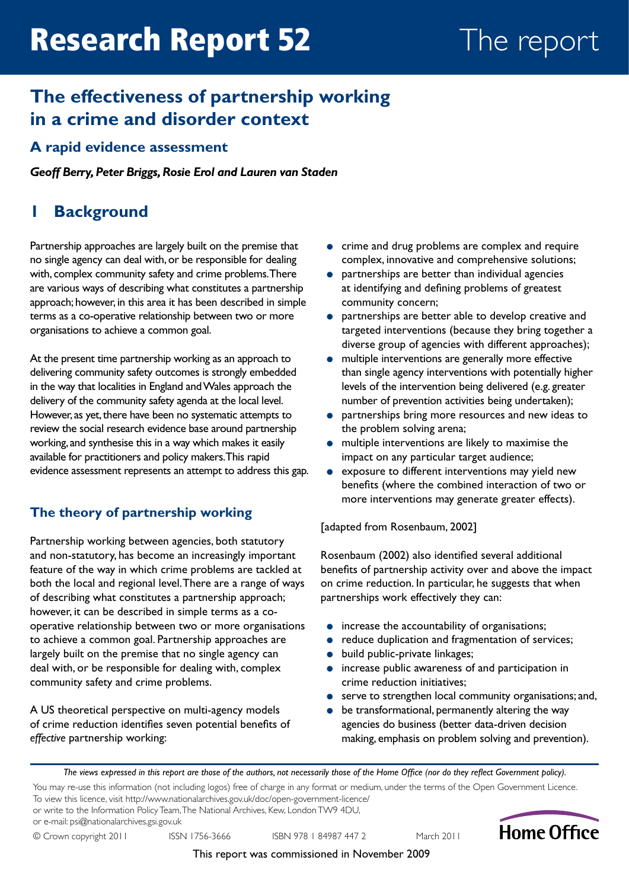# Research Report 52

The report

## The effectiveness of partnership working in a crime and disorder context

### A rapid evidence assessment

***Geoff Berry, Peter Briggs, Rosie Erol and Lauren van Staden***

## 1 Background

Partnership approaches are largely built on the premise that no single agency can deal with, or be responsible for dealing with, complex community safety and crime problems. There are various ways of describing what constitutes a partnership approach; however, in this area it has been described in simple terms as a co-operative relationship between two or more organisations to achieve a common goal.

At the present time partnership working as an approach to delivering community safety outcomes is strongly embedded in the way that localities in England and Wales approach the delivery of the community safety agenda at the local level. However, as yet, there have been no systematic attempts to review the social research evidence base around partnership working, and synthesise this in a way which makes it easily available for practitioners and policy makers. This rapid evidence assessment represents an attempt to address this gap.

### The theory of partnership working

Partnership working between agencies, both statutory and non-statutory, has become an increasingly important feature of the way in which crime problems are tackled at both the local and regional level. There are a range of ways of describing what constitutes a partnership approach; however, it can be described in simple terms as a co-operative relationship between two or more organisations to achieve a common goal. Partnership approaches are largely built on the premise that no single agency can deal with, or be responsible for dealing with, complex community safety and crime problems.

A US theoretical perspective on multi-agency models of crime reduction identifies seven potential benefits of *effective* partnership working:

- crime and drug problems are complex and require complex, innovative and comprehensive solutions;
- partnerships are better than individual agencies at identifying and defining problems of greatest community concern;
- partnerships are better able to develop creative and targeted interventions (because they bring together a diverse group of agencies with different approaches);
- multiple interventions are generally more effective than single agency interventions with potentially higher levels of the intervention being delivered (e.g. greater number of prevention activities being undertaken);
- partnerships bring more resources and new ideas to the problem solving arena;
- multiple interventions are likely to maximise the impact on any particular target audience;
- exposure to different interventions may yield new benefits (where the combined interaction of two or more interventions may generate greater effects).

[adapted from Rosenbaum, 2002]

Rosenbaum (2002) also identified several additional benefits of partnership activity over and above the impact on crime reduction. In particular, he suggests that when partnerships work effectively they can:

- increase the accountability of organisations;
- reduce duplication and fragmentation of services;
- build public-private linkages;
- increase public awareness of and participation in crime reduction initiatives;
- serve to strengthen local community organisations; and,
- be transformational, permanently altering the way agencies do business (better data-driven decision making, emphasis on problem solving and prevention).

*The views expressed in this report are those of the authors, not necessarily those of the Home Office (nor do they reflect Government policy).*

You may re-use this information (not including logos) free of charge in any format or medium, under the terms of the Open Government Licence. To view this licence, visit http://www.nationalarchives.gov.uk/doc/open-government-licence/ or write to the Information Policy Team, The National Archives, Kew, London TW9 4DU, or e-mail: psi@nationalarchives.gsi.gov.uk

© Crown copyright 2011 ISSN 1756-3666 ISBN 978 1 84987 447 2 March 2011

Home Office

This report was commissioned in November 2009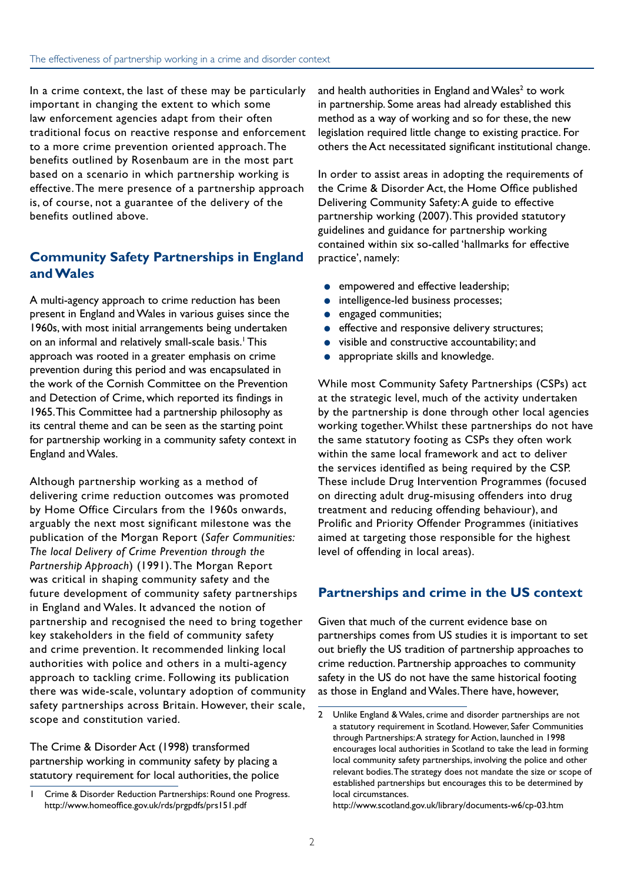In a crime context, the last of these may be particularly important in changing the extent to which some law enforcement agencies adapt from their often traditional focus on reactive response and enforcement to a more crime prevention oriented approach. The benefits outlined by Rosenbaum are in the most part based on a scenario in which partnership working is effective. The mere presence of a partnership approach is, of course, not a guarantee of the delivery of the benefits outlined above.

## Community Safety Partnerships in England and Wales

A multi-agency approach to crime reduction has been present in England and Wales in various guises since the 1960s, with most initial arrangements being undertaken on an informal and relatively small-scale basis.[1] This approach was rooted in a greater emphasis on crime prevention during this period and was encapsulated in the work of the Cornish Committee on the Prevention and Detection of Crime, which reported its findings in 1965. This Committee had a partnership philosophy as its central theme and can be seen as the starting point for partnership working in a community safety context in England and Wales.

Although partnership working as a method of delivering crime reduction outcomes was promoted by Home Office Circulars from the 1960s onwards, arguably the next most significant milestone was the publication of the Morgan Report (*Safer Communities: The local Delivery of Crime Prevention through the Partnership Approach*) (1991). The Morgan Report was critical in shaping community safety and the future development of community safety partnerships in England and Wales. It advanced the notion of partnership and recognised the need to bring together key stakeholders in the field of community safety and crime prevention. It recommended linking local authorities with police and others in a multi-agency approach to tackling crime. Following its publication there was wide-scale, voluntary adoption of community safety partnerships across Britain. However, their scale, scope and constitution varied.

The Crime & Disorder Act (1998) transformed partnership working in community safety by placing a statutory requirement for local authorities, the police and health authorities in England and Wales[2] to work in partnership. Some areas had already established this method as a way of working and so for these, the new legislation required little change to existing practice. For others the Act necessitated significant institutional change.

In order to assist areas in adopting the requirements of the Crime & Disorder Act, the Home Office published Delivering Community Safety: A guide to effective partnership working (2007). This provided statutory guidelines and guidance for partnership working contained within six so-called 'hallmarks for effective practice', namely:

- empowered and effective leadership;
- intelligence-led business processes;
- engaged communities;
- effective and responsive delivery structures;
- visible and constructive accountability; and
- appropriate skills and knowledge.

While most Community Safety Partnerships (CSPs) act at the strategic level, much of the activity undertaken by the partnership is done through other local agencies working together. Whilst these partnerships do not have the same statutory footing as CSPs they often work within the same local framework and act to deliver the services identified as being required by the CSP. These include Drug Intervention Programmes (focused on directing adult drug-misusing offenders into drug treatment and reducing offending behaviour), and Prolific and Priority Offender Programmes (initiatives aimed at targeting those responsible for the highest level of offending in local areas).

## Partnerships and crime in the US context

Given that much of the current evidence base on partnerships comes from US studies it is important to set out briefly the US tradition of partnership approaches to crime reduction. Partnership approaches to community safety in the US do not have the same historical footing as those in England and Wales. There have, however,

---

1 Crime & Disorder Reduction Partnerships: Round one Progress. http://www.homeoffice.gov.uk/rds/prgpdfs/prs151.pdf

2 Unlike England & Wales, crime and disorder partnerships are not a statutory requirement in Scotland. However, Safer Communities through Partnerships: A strategy for Action, launched in 1998 encourages local authorities in Scotland to take the lead in forming local community safety partnerships, involving the police and other relevant bodies. The strategy does not mandate the size or scope of established partnerships but encourages this to be determined by local circumstances.
http://www.scotland.gov.uk/library/documents-w6/cp-03.htm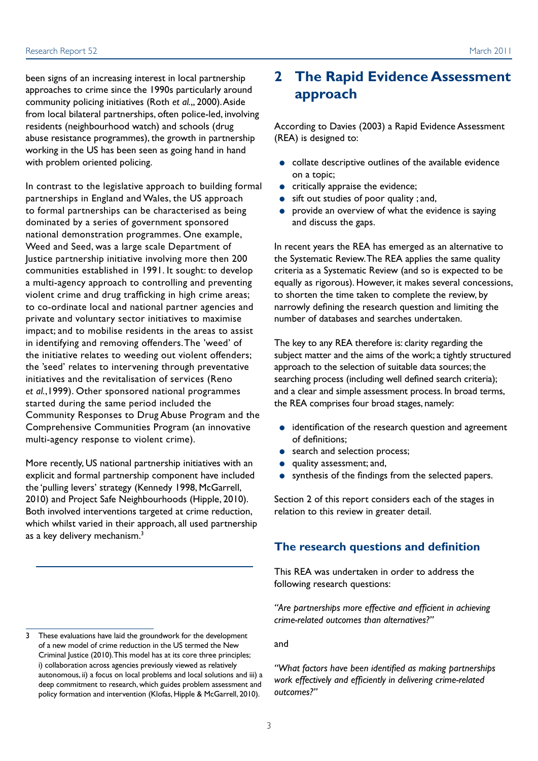been signs of an increasing interest in local partnership approaches to crime since the 1990s particularly around community policing initiatives (Roth *et al.*,, 2000). Aside from local bilateral partnerships, often police-led, involving residents (neighbourhood watch) and schools (drug abuse resistance programmes), the growth in partnership working in the US has been seen as going hand in hand with problem oriented policing.

In contrast to the legislative approach to building formal partnerships in England and Wales, the US approach to formal partnerships can be characterised as being dominated by a series of government sponsored national demonstration programmes. One example, Weed and Seed, was a large scale Department of Justice partnership initiative involving more then 200 communities established in 1991. It sought: to develop a multi-agency approach to controlling and preventing violent crime and drug trafficking in high crime areas; to co-ordinate local and national partner agencies and private and voluntary sector initiatives to maximise impact; and to mobilise residents in the areas to assist in identifying and removing offenders. The 'weed' of the initiative relates to weeding out violent offenders; the 'seed' relates to intervening through preventative initiatives and the revitalisation of services (Reno *et al.*,1999). Other sponsored national programmes started during the same period included the Community Responses to Drug Abuse Program and the Comprehensive Communities Program (an innovative multi-agency response to violent crime).

More recently, US national partnership initiatives with an explicit and formal partnership component have included the 'pulling levers' strategy (Kennedy 1998, McGarrell, 2010) and Project Safe Neighbourhoods (Hipple, 2010). Both involved interventions targeted at crime reduction, which whilst varied in their approach, all used partnership as a key delivery mechanism.[3]

[3] These evaluations have laid the groundwork for the development of a new model of crime reduction in the US termed the New Criminal Justice (2010). This model has at its core three principles; i) collaboration across agencies previously viewed as relatively autonomous, ii) a focus on local problems and local solutions and iii) a deep commitment to research, which guides problem assessment and policy formation and intervention (Klofas, Hipple & McGarrell, 2010).

# 2 The Rapid Evidence Assessment approach

According to Davies (2003) a Rapid Evidence Assessment (REA) is designed to:

- collate descriptive outlines of the available evidence on a topic;
- critically appraise the evidence;
- sift out studies of poor quality ; and,
- provide an overview of what the evidence is saying and discuss the gaps.

In recent years the REA has emerged as an alternative to the Systematic Review. The REA applies the same quality criteria as a Systematic Review (and so is expected to be equally as rigorous). However, it makes several concessions, to shorten the time taken to complete the review, by narrowly defining the research question and limiting the number of databases and searches undertaken.

The key to any REA therefore is: clarity regarding the subject matter and the aims of the work; a tightly structured approach to the selection of suitable data sources; the searching process (including well defined search criteria); and a clear and simple assessment process. In broad terms, the REA comprises four broad stages, namely:

- identification of the research question and agreement of definitions;
- search and selection process;
- quality assessment; and,
- synthesis of the findings from the selected papers.

Section 2 of this report considers each of the stages in relation to this review in greater detail.

## The research questions and definition

This REA was undertaken in order to address the following research questions:

*"Are partnerships more effective and efficient in achieving crime-related outcomes than alternatives?"*

and

*"What factors have been identified as making partnerships work effectively and efficiently in delivering crime-related outcomes?"*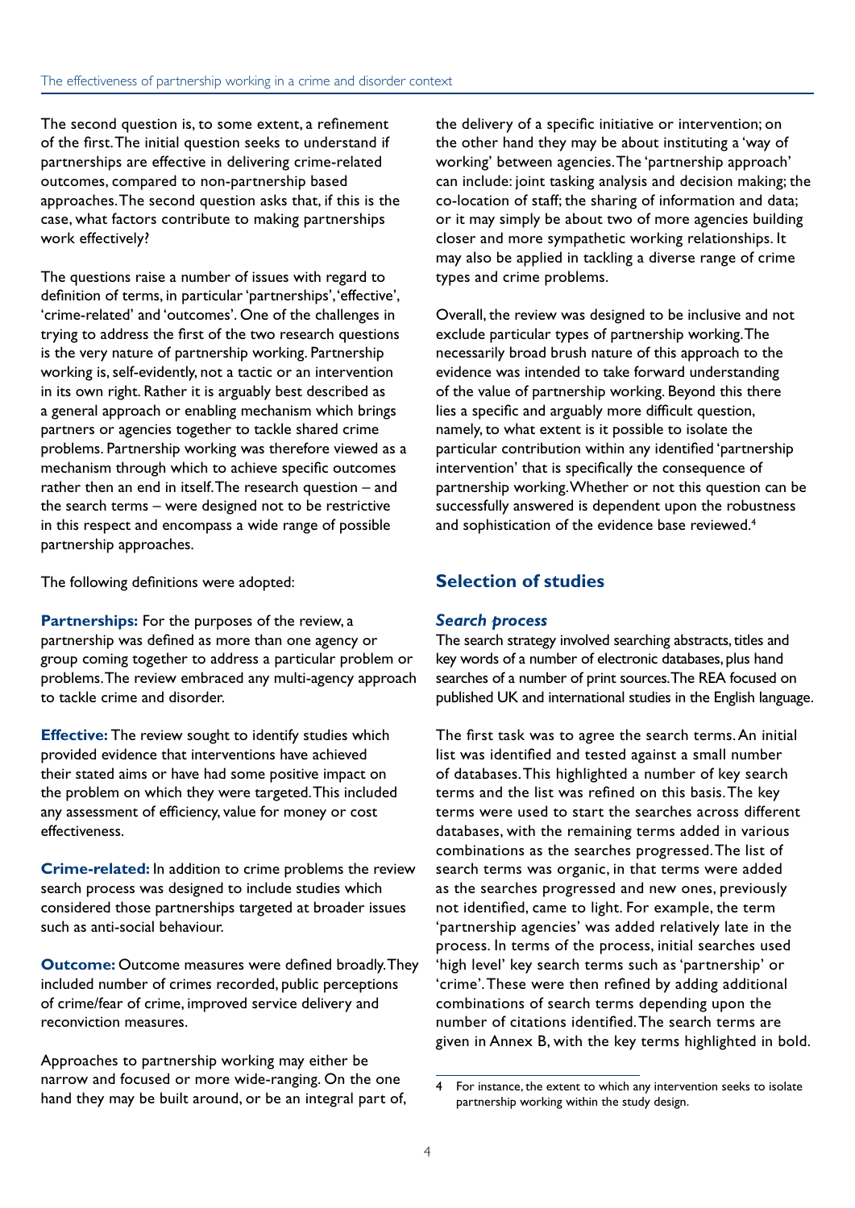The second question is, to some extent, a refinement of the first. The initial question seeks to understand if partnerships are effective in delivering crime-related outcomes, compared to non-partnership based approaches. The second question asks that, if this is the case, what factors contribute to making partnerships work effectively?

The questions raise a number of issues with regard to definition of terms, in particular 'partnerships', 'effective', 'crime-related' and 'outcomes'. One of the challenges in trying to address the first of the two research questions is the very nature of partnership working. Partnership working is, self-evidently, not a tactic or an intervention in its own right. Rather it is arguably best described as a general approach or enabling mechanism which brings partners or agencies together to tackle shared crime problems. Partnership working was therefore viewed as a mechanism through which to achieve specific outcomes rather then an end in itself. The research question – and the search terms – were designed not to be restrictive in this respect and encompass a wide range of possible partnership approaches.

The following definitions were adopted:

**Partnerships:** For the purposes of the review, a partnership was defined as more than one agency or group coming together to address a particular problem or problems. The review embraced any multi-agency approach to tackle crime and disorder.

**Effective:** The review sought to identify studies which provided evidence that interventions have achieved their stated aims or have had some positive impact on the problem on which they were targeted. This included any assessment of efficiency, value for money or cost effectiveness.

**Crime-related:** In addition to crime problems the review search process was designed to include studies which considered those partnerships targeted at broader issues such as anti-social behaviour.

**Outcome:** Outcome measures were defined broadly. They included number of crimes recorded, public perceptions of crime/fear of crime, improved service delivery and reconviction measures.

Approaches to partnership working may either be narrow and focused or more wide-ranging. On the one hand they may be built around, or be an integral part of, the delivery of a specific initiative or intervention; on the other hand they may be about instituting a 'way of working' between agencies. The 'partnership approach' can include: joint tasking analysis and decision making; the co-location of staff; the sharing of information and data; or it may simply be about two of more agencies building closer and more sympathetic working relationships. It may also be applied in tackling a diverse range of crime types and crime problems.

Overall, the review was designed to be inclusive and not exclude particular types of partnership working. The necessarily broad brush nature of this approach to the evidence was intended to take forward understanding of the value of partnership working. Beyond this there lies a specific and arguably more difficult question, namely, to what extent is it possible to isolate the particular contribution within any identified 'partnership intervention' that is specifically the consequence of partnership working. Whether or not this question can be successfully answered is dependent upon the robustness and sophistication of the evidence base reviewed.[4]

## Selection of studies

### *Search process*

The search strategy involved searching abstracts, titles and key words of a number of electronic databases, plus hand searches of a number of print sources. The REA focused on published UK and international studies in the English language.

The first task was to agree the search terms. An initial list was identified and tested against a small number of databases. This highlighted a number of key search terms and the list was refined on this basis. The key terms were used to start the searches across different databases, with the remaining terms added in various combinations as the searches progressed. The list of search terms was organic, in that terms were added as the searches progressed and new ones, previously not identified, came to light. For example, the term 'partnership agencies' was added relatively late in the process. In terms of the process, initial searches used 'high level' key search terms such as 'partnership' or 'crime'. These were then refined by adding additional combinations of search terms depending upon the number of citations identified. The search terms are given in Annex B, with the key terms highlighted in bold.

---

4 For instance, the extent to which any intervention seeks to isolate partnership working within the study design.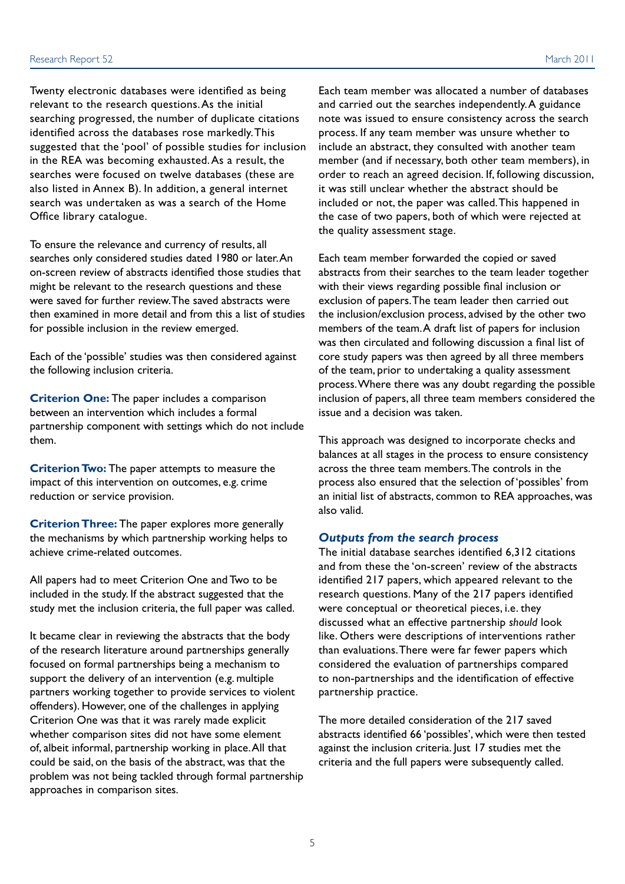Twenty electronic databases were identified as being relevant to the research questions. As the initial searching progressed, the number of duplicate citations identified across the databases rose markedly. This suggested that the 'pool' of possible studies for inclusion in the REA was becoming exhausted. As a result, the searches were focused on twelve databases (these are also listed in Annex B). In addition, a general internet search was undertaken as was a search of the Home Office library catalogue.

To ensure the relevance and currency of results, all searches only considered studies dated 1980 or later. An on-screen review of abstracts identified those studies that might be relevant to the research questions and these were saved for further review. The saved abstracts were then examined in more detail and from this a list of studies for possible inclusion in the review emerged.

Each of the 'possible' studies was then considered against the following inclusion criteria.

**Criterion One:** The paper includes a comparison between an intervention which includes a formal partnership component with settings which do not include them.

**Criterion Two:** The paper attempts to measure the impact of this intervention on outcomes, e.g. crime reduction or service provision.

**Criterion Three:** The paper explores more generally the mechanisms by which partnership working helps to achieve crime-related outcomes.

All papers had to meet Criterion One and Two to be included in the study. If the abstract suggested that the study met the inclusion criteria, the full paper was called.

It became clear in reviewing the abstracts that the body of the research literature around partnerships generally focused on formal partnerships being a mechanism to support the delivery of an intervention (e.g. multiple partners working together to provide services to violent offenders). However, one of the challenges in applying Criterion One was that it was rarely made explicit whether comparison sites did not have some element of, albeit informal, partnership working in place. All that could be said, on the basis of the abstract, was that the problem was not being tackled through formal partnership approaches in comparison sites.

Each team member was allocated a number of databases and carried out the searches independently. A guidance note was issued to ensure consistency across the search process. If any team member was unsure whether to include an abstract, they consulted with another team member (and if necessary, both other team members), in order to reach an agreed decision. If, following discussion, it was still unclear whether the abstract should be included or not, the paper was called. This happened in the case of two papers, both of which were rejected at the quality assessment stage.

Each team member forwarded the copied or saved abstracts from their searches to the team leader together with their views regarding possible final inclusion or exclusion of papers. The team leader then carried out the inclusion/exclusion process, advised by the other two members of the team. A draft list of papers for inclusion was then circulated and following discussion a final list of core study papers was then agreed by all three members of the team, prior to undertaking a quality assessment process. Where there was any doubt regarding the possible inclusion of papers, all three team members considered the issue and a decision was taken.

This approach was designed to incorporate checks and balances at all stages in the process to ensure consistency across the three team members. The controls in the process also ensured that the selection of 'possibles' from an initial list of abstracts, common to REA approaches, was also valid.

### *Outputs from the search process*

The initial database searches identified 6,312 citations and from these the 'on-screen' review of the abstracts identified 217 papers, which appeared relevant to the research questions. Many of the 217 papers identified were conceptual or theoretical pieces, i.e. they discussed what an effective partnership *should* look like. Others were descriptions of interventions rather than evaluations. There were far fewer papers which considered the evaluation of partnerships compared to non-partnerships and the identification of effective partnership practice.

The more detailed consideration of the 217 saved abstracts identified 66 'possibles', which were then tested against the inclusion criteria. Just 17 studies met the criteria and the full papers were subsequently called.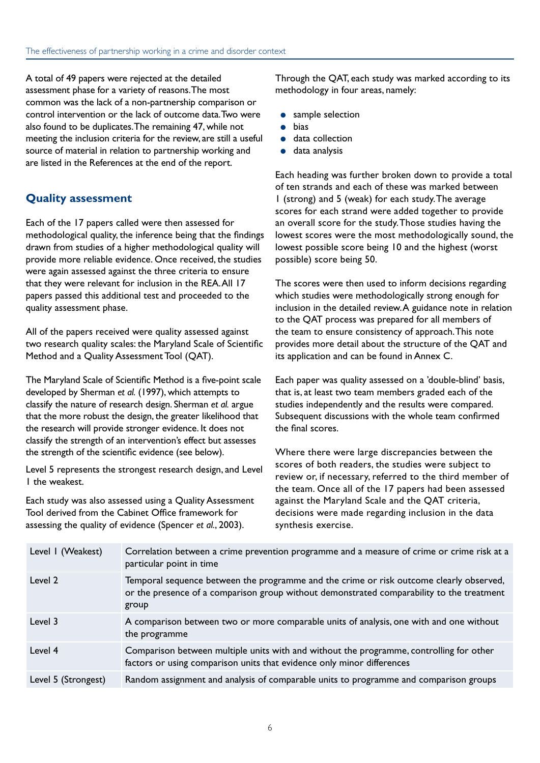A total of 49 papers were rejected at the detailed assessment phase for a variety of reasons. The most common was the lack of a non-partnership comparison or control intervention or the lack of outcome data. Two were also found to be duplicates. The remaining 47, while not meeting the inclusion criteria for the review, are still a useful source of material in relation to partnership working and are listed in the References at the end of the report.

## Quality assessment

Each of the 17 papers called were then assessed for methodological quality, the inference being that the findings drawn from studies of a higher methodological quality will provide more reliable evidence. Once received, the studies were again assessed against the three criteria to ensure that they were relevant for inclusion in the REA. All 17 papers passed this additional test and proceeded to the quality assessment phase.

All of the papers received were quality assessed against two research quality scales: the Maryland Scale of Scientific Method and a Quality Assessment Tool (QAT).

The Maryland Scale of Scientific Method is a five-point scale developed by Sherman *et al.* (1997), which attempts to classify the nature of research design. Sherman *et al.* argue that the more robust the design, the greater likelihood that the research will provide stronger evidence. It does not classify the strength of an intervention's effect but assesses the strength of the scientific evidence (see below).

Level 5 represents the strongest research design, and Level 1 the weakest.

Each study was also assessed using a Quality Assessment Tool derived from the Cabinet Office framework for assessing the quality of evidence (Spencer *et al.*, 2003).

Through the QAT, each study was marked according to its methodology in four areas, namely:

- sample selection
- bias
- data collection
- data analysis

Each heading was further broken down to provide a total of ten strands and each of these was marked between 1 (strong) and 5 (weak) for each study. The average scores for each strand were added together to provide an overall score for the study. Those studies having the lowest scores were the most methodologically sound, the lowest possible score being 10 and the highest (worst possible) score being 50.

The scores were then used to inform decisions regarding which studies were methodologically strong enough for inclusion in the detailed review. A guidance note in relation to the QAT process was prepared for all members of the team to ensure consistency of approach. This note provides more detail about the structure of the QAT and its application and can be found in Annex C.

Each paper was quality assessed on a 'double-blind' basis, that is, at least two team members graded each of the studies independently and the results were compared. Subsequent discussions with the whole team confirmed the final scores.

Where there were large discrepancies between the scores of both readers, the studies were subject to review or, if necessary, referred to the third member of the team. Once all of the 17 papers had been assessed against the Maryland Scale and the QAT criteria, decisions were made regarding inclusion in the data synthesis exercise.

| Level | Description |
|---|---|
| Level 1 (Weakest) | Correlation between a crime prevention programme and a measure of crime or crime risk at a particular point in time |
| Level 2 | Temporal sequence between the programme and the crime or risk outcome clearly observed, or the presence of a comparison group without demonstrated comparability to the treatment group |
| Level 3 | A comparison between two or more comparable units of analysis, one with and one without the programme |
| Level 4 | Comparison between multiple units with and without the programme, controlling for other factors or using comparison units that evidence only minor differences |
| Level 5 (Strongest) | Random assignment and analysis of comparable units to programme and comparison groups |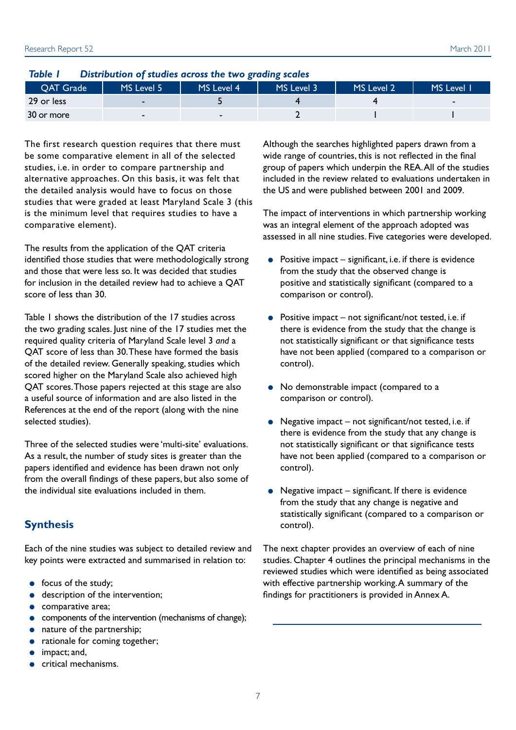*Table 1 Distribution of studies across the two grading scales*

| QAT Grade | MS Level 5 | MS Level 4 | MS Level 3 | MS Level 2 | MS Level 1 |
|---|---|---|---|---|---|
| 29 or less | - | 5 | 4 | 4 | - |
| 30 or more | - | - | 2 | 1 | 1 |

The first research question requires that there must be some comparative element in all of the selected studies, i.e. in order to compare partnership and alternative approaches. On this basis, it was felt that the detailed analysis would have to focus on those studies that were graded at least Maryland Scale 3 (this is the minimum level that requires studies to have a comparative element).

The results from the application of the QAT criteria identified those studies that were methodologically strong and those that were less so. It was decided that studies for inclusion in the detailed review had to achieve a QAT score of less than 30.

Table 1 shows the distribution of the 17 studies across the two grading scales. Just nine of the 17 studies met the required quality criteria of Maryland Scale level 3 *and* a QAT score of less than 30. These have formed the basis of the detailed review. Generally speaking, studies which scored higher on the Maryland Scale also achieved high QAT scores. Those papers rejected at this stage are also a useful source of information and are also listed in the References at the end of the report (along with the nine selected studies).

Three of the selected studies were 'multi-site' evaluations. As a result, the number of study sites is greater than the papers identified and evidence has been drawn not only from the overall findings of these papers, but also some of the individual site evaluations included in them.

## Synthesis

Each of the nine studies was subject to detailed review and key points were extracted and summarised in relation to:

- focus of the study;
- description of the intervention;
- comparative area;
- components of the intervention (mechanisms of change);
- nature of the partnership;
- rationale for coming together;
- impact; and,
- critical mechanisms.

Although the searches highlighted papers drawn from a wide range of countries, this is not reflected in the final group of papers which underpin the REA. All of the studies included in the review related to evaluations undertaken in the US and were published between 2001 and 2009.

The impact of interventions in which partnership working was an integral element of the approach adopted was assessed in all nine studies. Five categories were developed.

- Positive impact – significant, i.e. if there is evidence from the study that the observed change is positive and statistically significant (compared to a comparison or control).
- Positive impact – not significant/not tested, i.e. if there is evidence from the study that the change is not statistically significant or that significance tests have not been applied (compared to a comparison or control).
- No demonstrable impact (compared to a comparison or control).
- Negative impact – not significant/not tested, i.e. if there is evidence from the study that any change is not statistically significant or that significance tests have not been applied (compared to a comparison or control).
- Negative impact – significant. If there is evidence from the study that any change is negative and statistically significant (compared to a comparison or control).

The next chapter provides an overview of each of nine studies. Chapter 4 outlines the principal mechanisms in the reviewed studies which were identified as being associated with effective partnership working. A summary of the findings for practitioners is provided in Annex A.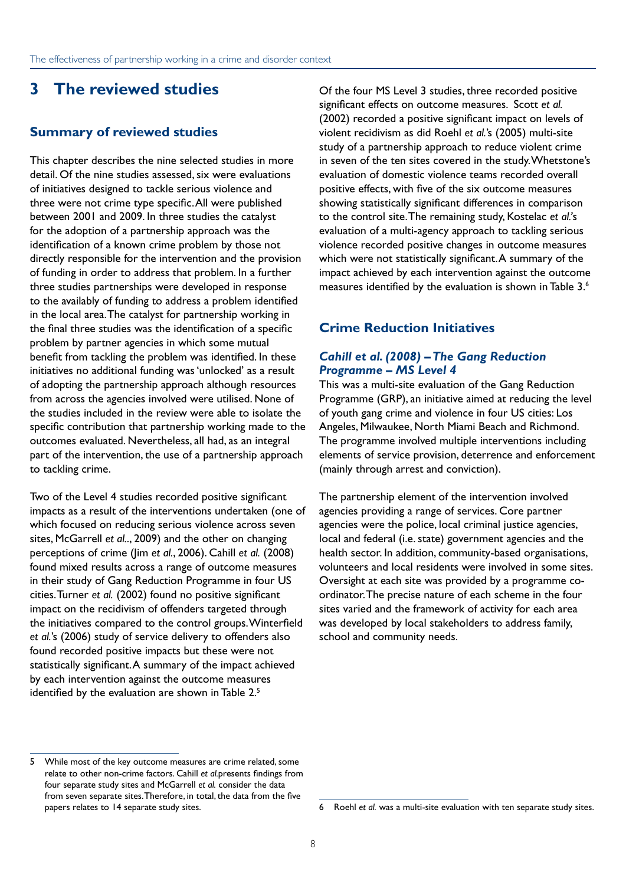# 3 The reviewed studies

## Summary of reviewed studies

This chapter describes the nine selected studies in more detail. Of the nine studies assessed, six were evaluations of initiatives designed to tackle serious violence and three were not crime type specific. All were published between 2001 and 2009. In three studies the catalyst for the adoption of a partnership approach was the identification of a known crime problem by those not directly responsible for the intervention and the provision of funding in order to address that problem. In a further three studies partnerships were developed in response to the availaby of funding to address a problem identified in the local area. The catalyst for partnership working in the final three studies was the identification of a specific problem by partner agencies in which some mutual benefit from tackling the problem was identified. In these initiatives no additional funding was 'unlocked' as a result of adopting the partnership approach although resources from across the agencies involved were utilised. None of the studies included in the review were able to isolate the specific contribution that partnership working made to the outcomes evaluated. Nevertheless, all had, as an integral part of the intervention, the use of a partnership approach to tackling crime.

Two of the Level 4 studies recorded positive significant impacts as a result of the interventions undertaken (one of which focused on reducing serious violence across seven sites, McGarrell *et al.*., 2009) and the other on changing perceptions of crime (Jim *et al.*, 2006). Cahill *et al.* (2008) found mixed results across a range of outcome measures in their study of Gang Reduction Programme in four US cities. Turner *et al.* (2002) found no positive significant impact on the recidivism of offenders targeted through the initiatives compared to the control groups. Winterfield *et al.*'s (2006) study of service delivery to offenders also found recorded positive impacts but these were not statistically significant. A summary of the impact achieved by each intervention against the outcome measures identified by the evaluation are shown in Table 2.[5]

Of the four MS Level 3 studies, three recorded positive significant effects on outcome measures. Scott *et al.* (2002) recorded a positive significant impact on levels of violent recidivism as did Roehl *et al.*'s (2005) multi-site study of a partnership approach to reduce violent crime in seven of the ten sites covered in the study. Whetstone's evaluation of domestic violence teams recorded overall positive effects, with five of the six outcome measures showing statistically significant differences in comparison to the control site. The remaining study, Kostelac *et al.*'s evaluation of a multi-agency approach to tackling serious violence recorded positive changes in outcome measures which were not statistically significant. A summary of the impact achieved by each intervention against the outcome measures identified by the evaluation is shown in Table 3.[6]

## Crime Reduction Initiatives

### *Cahill et al. (2008) – The Gang Reduction Programme – MS Level 4*

This was a multi-site evaluation of the Gang Reduction Programme (GRP), an initiative aimed at reducing the level of youth gang crime and violence in four US cities: Los Angeles, Milwaukee, North Miami Beach and Richmond. The programme involved multiple interventions including elements of service provision, deterrence and enforcement (mainly through arrest and conviction).

The partnership element of the intervention involved agencies providing a range of services. Core partner agencies were the police, local criminal justice agencies, local and federal (i.e. state) government agencies and the health sector. In addition, community-based organisations, volunteers and local residents were involved in some sites. Oversight at each site was provided by a programme co-ordinator. The precise nature of each scheme in the four sites varied and the framework of activity for each area was developed by local stakeholders to address family, school and community needs.

---

5 While most of the key outcome measures are crime related, some relate to other non-crime factors. Cahill *et al.* presents findings from four separate study sites and McGarrell *et al.* consider the data from seven separate sites. Therefore, in total, the data from the five papers relates to 14 separate study sites.

6 Roehl *et al.* was a multi-site evaluation with ten separate study sites.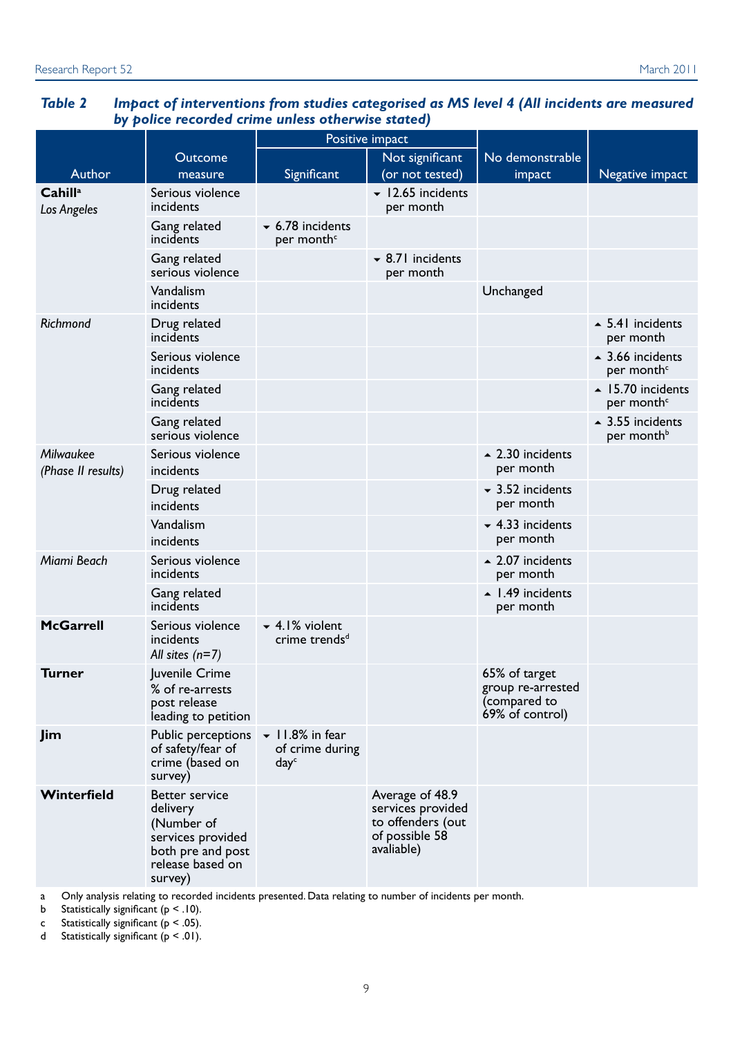**Table 2** ***Impact of interventions from studies categorised as MS level 4 (All incidents are measured by police recorded crime unless otherwise stated)***

| Author | Outcome measure | Positive impact | | No demonstrable impact | Negative impact |
|---|---|---|---|---|---|
| | | Significant | Not significant (or not tested) | | |
| **Cahill**[a] *Los Angeles* | Serious violence incidents | | ▼ 12.65 incidents per month | | |
| | Gang related incidents | ▼ 6.78 incidents per month[c] | | | |
| | Gang related serious violence | | ▼ 8.71 incidents per month | | |
| | Vandalism incidents | | | Unchanged | |
| *Richmond* | Drug related incidents | | | | ▲ 5.41 incidents per month |
| | Serious violence incidents | | | | ▲ 3.66 incidents per month[c] |
| | Gang related incidents | | | | ▲ 15.70 incidents per month[c] |
| | Gang related serious violence | | | | ▲ 3.55 incidents per month[b] |
| *Milwaukee (Phase II results)* | Serious violence incidents | | | ▲ 2.30 incidents per month | |
| | Drug related incidents | | | ▼ 3.52 incidents per month | |
| | Vandalism incidents | | | ▼ 4.33 incidents per month | |
| *Miami Beach* | Serious violence incidents | | | ▲ 2.07 incidents per month | |
| | Gang related incidents | | | ▲ 1.49 incidents per month | |
| **McGarrell** | Serious violence incidents *All sites (n=7)* | ▼ 4.1% violent crime trends[d] | | | |
| **Turner** | Juvenile Crime % of re-arrests post release leading to petition | | | 65% of target group re-arrested (compared to 69% of control) | |
| **Jim** | Public perceptions of safety/fear of crime (based on survey) | ▼ 11.8% in fear of crime during day[c] | | | |
| **Winterfield** | Better service delivery (Number of services provided both pre and post release based on survey) | | Average of 48.9 services provided to offenders (out of possible 58 avaliable) | | |

a Only analysis relating to recorded incidents presented. Data relating to number of incidents per month.
b Statistically significant ($p < .10$).
c Statistically significant ($p < .05$).
d Statistically significant ($p < .01$).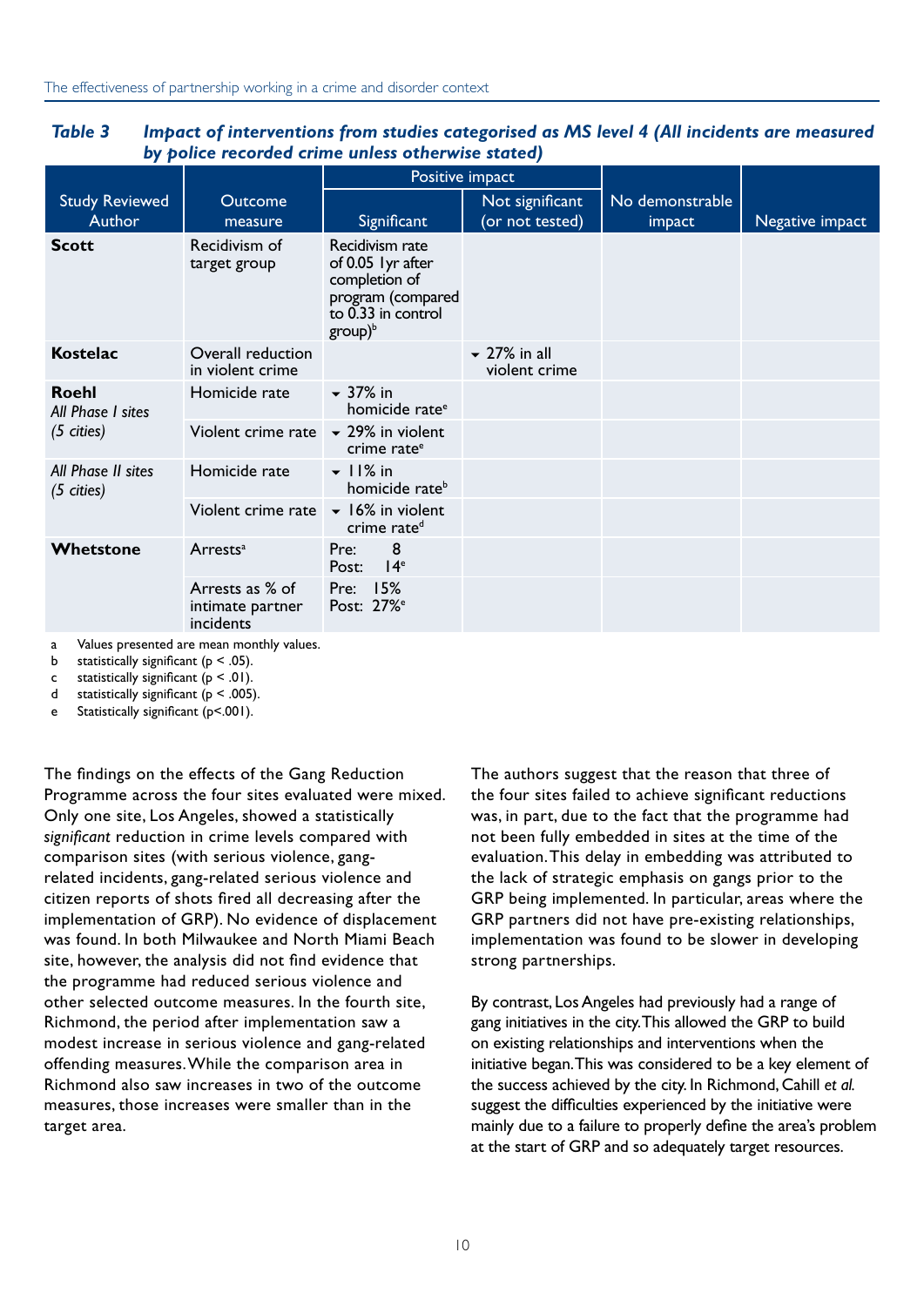**Table 3 Impact of interventions from studies categorised as MS level 4 (All incidents are measured by police recorded crime unless stated otherwise)**

| Study Reviewed Author | Outcome measure | Positive impact | | No demonstrable impact | Negative impact |
|---|---|---|---|---|---|
| | | Significant | Not significant (or not tested) | | |
| **Scott** | Recidivism of target group | Recidivism rate of 0.05 1yr after completion of program (compared to 0.33 in control group)[b] | | | |
| **Kostelac** | Overall reduction in violent crime | | ▼ 27% in all violent crime | | |
| **Roehl** *All Phase I sites (5 cities)* | Homicide rate | ▼ 37% in homicide rate[e] | | | |
| | Violent crime rate | ▼ 29% in violent crime rate[e] | | | |
| *All Phase II sites (5 cities)* | Homicide rate | ▼ 11% in homicide rate[b] | | | |
| | Violent crime rate | ▼ 16% in violent crime rate[d] | | | |
| **Whetstone** | Arrests[a] | Pre: 8 Post: 14[e] | | | |
| | Arrests as % of intimate partner incidents | Pre: 15% Post: 27%[e] | | | |

a Values presented are mean monthly values.
b statistically significant ($p < .05$).
c statistically significant ($p < .01$).
d statistically significant ($p < .005$).
e Statistically significant ($p<.001$).

The findings on the effects of the Gang Reduction Programme across the four sites evaluated were mixed. Only one site, Los Angeles, showed a statistically *significant* reduction in crime levels compared with comparison sites (with serious violence, gang-related incidents, gang-related serious violence and citizen reports of shots fired all decreasing after the implementation of GRP). No evidence of displacement was found. In both Milwaukee and North Miami Beach site, however, the analysis did not find evidence that the programme had reduced serious violence and other selected outcome measures. In the fourth site, Richmond, the period after implementation saw a modest increase in serious violence and gang-related offending measures. While the comparison area in Richmond also saw increases in two of the outcome measures, those increases were smaller than in the target area.

The authors suggest that the reason that three of the four sites failed to achieve significant reductions was, in part, due to the fact that the programme had not been fully embedded in sites at the time of the evaluation. This delay in embedding was attributed to the lack of strategic emphasis on gangs prior to the GRP being implemented. In particular, areas where the GRP partners did not have pre-existing relationships, implementation was found to be slower in developing strong partnerships.

By contrast, Los Angeles had previously had a range of gang initiatives in the city. This allowed the GRP to build on existing relationships and interventions when the initiative began. This was considered to be a key element of the success achieved by the city. In Richmond, Cahill *et al.* suggest the difficulties experienced by the initiative were mainly due to a failure to properly define the area's problem at the start of GRP and so adequately target resources.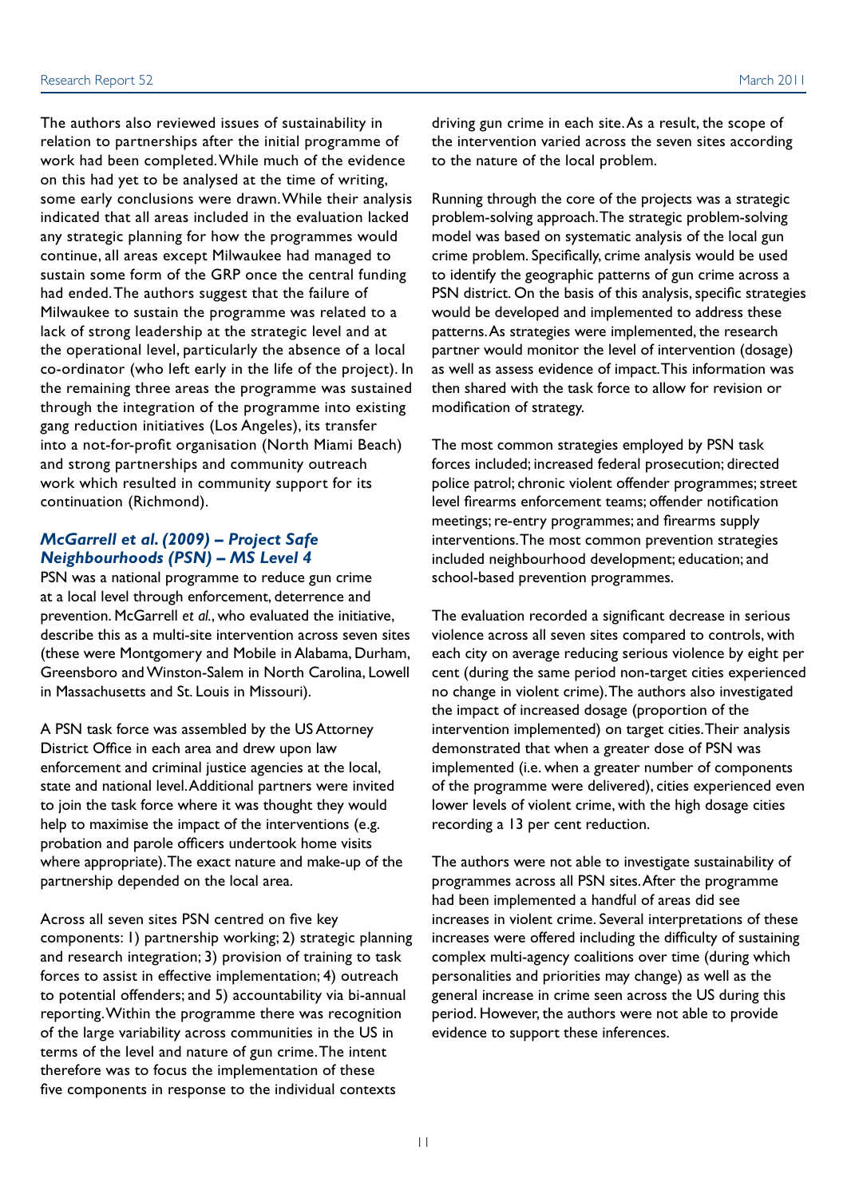The authors also reviewed issues of sustainability in relation to partnerships after the initial programme of work had been completed. While much of the evidence on this had yet to be analysed at the time of writing, some early conclusions were drawn. While their analysis indicated that all areas included in the evaluation lacked any strategic planning for how the programmes would continue, all areas except Milwaukee had managed to sustain some form of the GRP once the central funding had ended. The authors suggest that the failure of Milwaukee to sustain the programme was related to a lack of strong leadership at the strategic level and at the operational level, particularly the absence of a local co-ordinator (who left early in the life of the project). In the remaining three areas the programme was sustained through the integration of the programme into existing gang reduction initiatives (Los Angeles), its transfer into a not-for-profit organisation (North Miami Beach) and strong partnerships and community outreach work which resulted in community support for its continuation (Richmond).

### *McGarrell et al. (2009) – Project Safe Neighbourhoods (PSN) – MS Level 4*

PSN was a national programme to reduce gun crime at a local level through enforcement, deterrence and prevention. McGarrell *et al.*, who evaluated the initiative, describe this as a multi-site intervention across seven sites (these were Montgomery and Mobile in Alabama, Durham, Greensboro and Winston-Salem in North Carolina, Lowell in Massachusetts and St. Louis in Missouri).

A PSN task force was assembled by the US Attorney District Office in each area and drew upon law enforcement and criminal justice agencies at the local, state and national level. Additional partners were invited to join the task force where it was thought they would help to maximise the impact of the interventions (e.g. probation and parole officers undertook home visits where appropriate). The exact nature and make-up of the partnership depended on the local area.

Across all seven sites PSN centred on five key components: 1) partnership working; 2) strategic planning and research integration; 3) provision of training to task forces to assist in effective implementation; 4) outreach to potential offenders; and 5) accountability via bi-annual reporting. Within the programme there was recognition of the large variability across communities in the US in terms of the level and nature of gun crime. The intent therefore was to focus the implementation of these five components in response to the individual contexts driving gun crime in each site. As a result, the scope of the intervention varied across the seven sites according to the nature of the local problem.

Running through the core of the projects was a strategic problem-solving approach. The strategic problem-solving model was based on systematic analysis of the local gun crime problem. Specifically, crime analysis would be used to identify the geographic patterns of gun crime across a PSN district. On the basis of this analysis, specific strategies would be developed and implemented to address these patterns. As strategies were implemented, the research partner would monitor the level of intervention (dosage) as well as assess evidence of impact. This information was then shared with the task force to allow for revision or modification of strategy.

The most common strategies employed by PSN task forces included; increased federal prosecution; directed police patrol; chronic violent offender programmes; street level firearms enforcement teams; offender notification meetings; re-entry programmes; and firearms supply interventions. The most common prevention strategies included neighbourhood development; education; and school-based prevention programmes.

The evaluation recorded a significant decrease in serious violence across all seven sites compared to controls, with each city on average reducing serious violence by eight per cent (during the same period non-target cities experienced no change in violent crime). The authors also investigated the impact of increased dosage (proportion of the intervention implemented) on target cities. Their analysis demonstrated that when a greater dose of PSN was implemented (i.e. when a greater number of components of the programme were delivered), cities experienced even lower levels of violent crime, with the high dosage cities recording a 13 per cent reduction.

The authors were not able to investigate sustainability of programmes across all PSN sites. After the programme had been implemented a handful of areas did see increases in violent crime. Several interpretations of these increases were offered including the difficulty of sustaining complex multi-agency coalitions over time (during which personalities and priorities may change) as well as the general increase in crime seen across the US during this period. However, the authors were not able to provide evidence to support these inferences.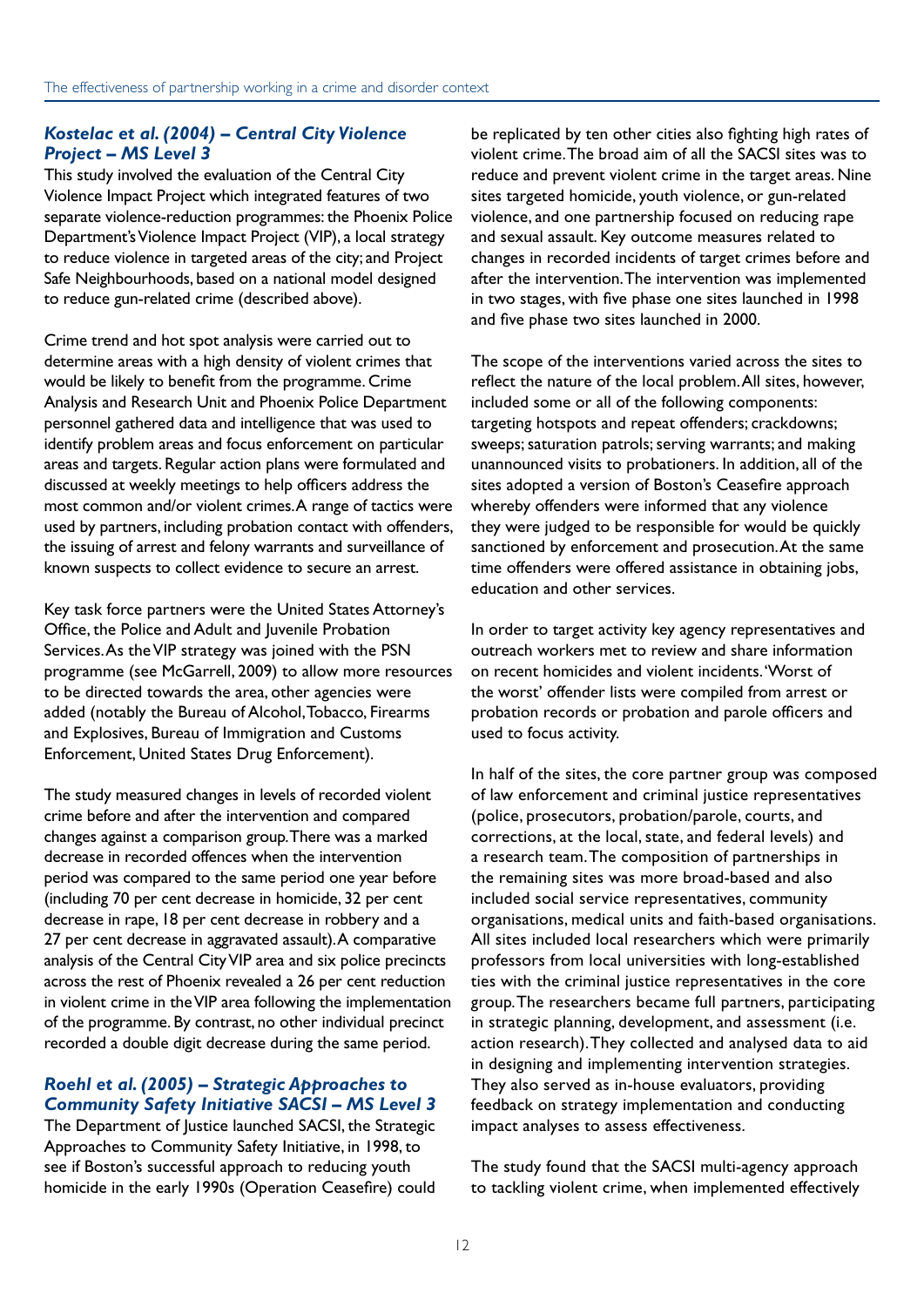### *Kostelac et al. (2004) – Central City Violence Project – MS Level 3*

This study involved the evaluation of the Central City Violence Impact Project which integrated features of two separate violence-reduction programmes: the Phoenix Police Department's Violence Impact Project (VIP), a local strategy to reduce violence in targeted areas of the city; and Project Safe Neighbourhoods, based on a national model designed to reduce gun-related crime (described above).

Crime trend and hot spot analysis were carried out to determine areas with a high density of violent crimes that would be likely to benefit from the programme. Crime Analysis and Research Unit and Phoenix Police Department personnel gathered data and intelligence that was used to identify problem areas and focus enforcement on particular areas and targets. Regular action plans were formulated and discussed at weekly meetings to help officers address the most common and/or violent crimes. A range of tactics were used by partners, including probation contact with offenders, the issuing of arrest and felony warrants and surveillance of known suspects to collect evidence to secure an arrest.

Key task force partners were the United States Attorney's Office, the Police and Adult and Juvenile Probation Services. As the VIP strategy was joined with the PSN programme (see McGarrell, 2009) to allow more resources to be directed towards the area, other agencies were added (notably the Bureau of Alcohol, Tobacco, Firearms and Explosives, Bureau of Immigration and Customs Enforcement, United States Drug Enforcement).

The study measured changes in levels of recorded violent crime before and after the intervention and compared changes against a comparison group. There was a marked decrease in recorded offences when the intervention period was compared to the same period one year before (including 70 per cent decrease in homicide, 32 per cent decrease in rape, 18 per cent decrease in robbery and a 27 per cent decrease in aggravated assault). A comparative analysis of the Central City VIP area and six police precincts across the rest of Phoenix revealed a 26 per cent reduction in violent crime in the VIP area following the implementation of the programme. By contrast, no other individual precinct recorded a double digit decrease during the same period.

### *Roehl et al. (2005) – Strategic Approaches to Community Safety Initiative SACSI – MS Level 3*

The Department of Justice launched SACSI, the Strategic Approaches to Community Safety Initiative, in 1998, to see if Boston's successful approach to reducing youth homicide in the early 1990s (Operation Ceasefire) could be replicated by ten other cities also fighting high rates of violent crime. The broad aim of all the SACSI sites was to reduce and prevent violent crime in the target areas. Nine sites targeted homicide, youth violence, or gun-related violence, and one partnership focused on reducing rape and sexual assault. Key outcome measures related to changes in recorded incidents of target crimes before and after the intervention. The intervention was implemented in two stages, with five phase one sites launched in 1998 and five phase two sites launched in 2000.

The scope of the interventions varied across the sites to reflect the nature of the local problem. All sites, however, included some or all of the following components: targeting hotspots and repeat offenders; crackdowns; sweeps; saturation patrols; serving warrants; and making unannounced visits to probationers. In addition, all of the sites adopted a version of Boston's Ceasefire approach whereby offenders were informed that any violence they were judged to be responsible for would be quickly sanctioned by enforcement and prosecution. At the same time offenders were offered assistance in obtaining jobs, education and other services.

In order to target activity key agency representatives and outreach workers met to review and share information on recent homicides and violent incidents. 'Worst of the worst' offender lists were compiled from arrest or probation records or probation and parole officers and used to focus activity.

In half of the sites, the core partner group was composed of law enforcement and criminal justice representatives (police, prosecutors, probation/parole, courts, and corrections, at the local, state, and federal levels) and a research team. The composition of partnerships in the remaining sites was more broad-based and also included social service representatives, community organisations, medical units and faith-based organisations. All sites included local researchers which were primarily professors from local universities with long-established ties with the criminal justice representatives in the core group. The researchers became full partners, participating in strategic planning, development, and assessment (i.e. action research). They collected and analysed data to aid in designing and implementing intervention strategies. They also served as in-house evaluators, providing feedback on strategy implementation and conducting impact analyses to assess effectiveness.

The study found that the SACSI multi-agency approach to tackling violent crime, when implemented effectively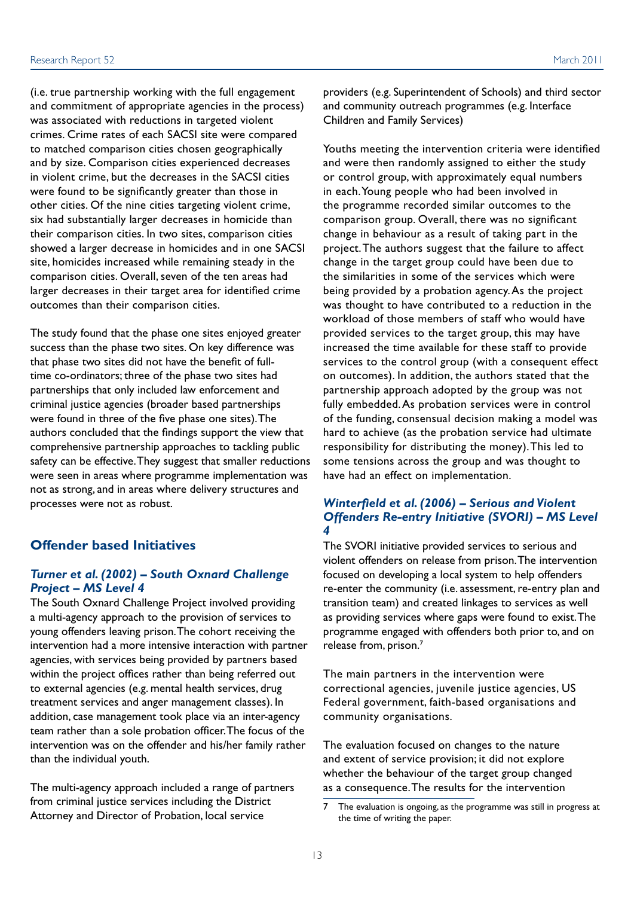(i.e. true partnership working with the full engagement and commitment of appropriate agencies in the process) was associated with reductions in targeted violent crimes. Crime rates of each SACSI site were compared to matched comparison cities chosen geographically and by size. Comparison cities experienced decreases in violent crime, but the decreases in the SACSI cities were found to be significantly greater than those in other cities. Of the nine cities targeting violent crime, six had substantially larger decreases in homicide than their comparison cities. In two sites, comparison cities showed a larger decrease in homicides and in one SACSI site, homicides increased while remaining steady in the comparison cities. Overall, seven of the ten areas had larger decreases in their target area for identified crime outcomes than their comparison cities.

The study found that the phase one sites enjoyed greater success than the phase two sites. On key difference was that phase two sites did not have the benefit of full-time co-ordinators; three of the phase two sites had partnerships that only included law enforcement and criminal justice agencies (broader based partnerships were found in three of the five phase one sites). The authors concluded that the findings support the view that comprehensive partnership approaches to tackling public safety can be effective. They suggest that smaller reductions were seen in areas where programme implementation was not as strong, and in areas where delivery structures and processes were not as robust.

## Offender based Initiatives

### *Turner et al. (2002) – South Oxnard Challenge Project – MS Level 4*

The South Oxnard Challenge Project involved providing a multi-agency approach to the provision of services to young offenders leaving prison. The cohort receiving the intervention had a more intensive interaction with partner agencies, with services being provided by partners based within the project offices rather than being referred out to external agencies (e.g. mental health services, drug treatment services and anger management classes). In addition, case management took place via an inter-agency team rather than a sole probation officer. The focus of the intervention was on the offender and his/her family rather than the individual youth.

The multi-agency approach included a range of partners from criminal justice services including the District Attorney and Director of Probation, local service providers (e.g. Superintendent of Schools) and third sector and community outreach programmes (e.g. Interface Children and Family Services)

Youths meeting the intervention criteria were identified and were then randomly assigned to either the study or control group, with approximately equal numbers in each. Young people who had been involved in the programme recorded similar outcomes to the comparison group. Overall, there was no significant change in behaviour as a result of taking part in the project. The authors suggest that the failure to affect change in the target group could have been due to the similarities in some of the services which were being provided by a probation agency. As the project was thought to have contributed to a reduction in the workload of those members of staff who would have provided services to the target group, this may have increased the time available for these staff to provide services to the control group (with a consequent effect on outcomes). In addition, the authors stated that the partnership approach adopted by the group was not fully embedded. As probation services were in control of the funding, consensual decision making a model was hard to achieve (as the probation service had ultimate responsibility for distributing the money). This led to some tensions across the group and was thought to have had an effect on implementation.

### *Winterfield et al. (2006) – Serious and Violent Offenders Re-entry Initiative (SVORI) – MS Level 4*

The SVORI initiative provided services to serious and violent offenders on release from prison. The intervention focused on developing a local system to help offenders re-enter the community (i.e. assessment, re-entry plan and transition team) and created linkages to services as well as providing services where gaps were found to exist. The programme engaged with offenders both prior to, and on release from, prison.[7]

The main partners in the intervention were correctional agencies, juvenile justice agencies, US Federal government, faith-based organisations and community organisations.

The evaluation focused on changes to the nature and extent of service provision; it did not explore whether the behaviour of the target group changed as a consequence. The results for the intervention

7 The evaluation is ongoing, as the programme was still in progress at the time of writing the paper.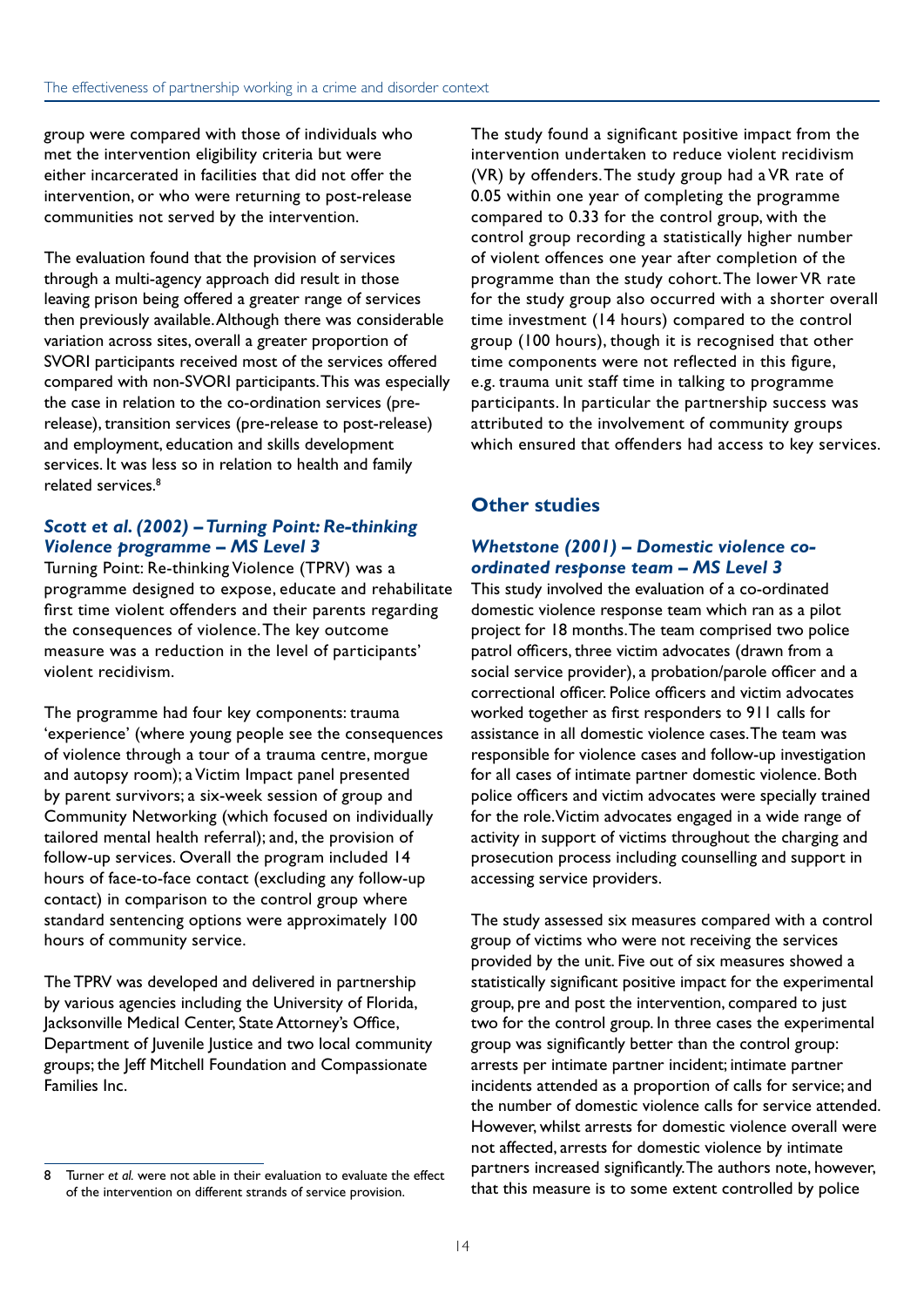group were compared with those of individuals who met the intervention eligibility criteria but were either incarcerated in facilities that did not offer the intervention, or who were returning to post-release communities not served by the intervention.

The evaluation found that the provision of services through a multi-agency approach did result in those leaving prison being offered a greater range of services then previously available. Although there was considerable variation across sites, overall a greater proportion of SVORI participants received most of the services offered compared with non-SVORI participants. This was especially the case in relation to the co-ordination services (pre-release), transition services (pre-release to post-release) and employment, education and skills development services. It was less so in relation to health and family related services.[8]

### *Scott et al. (2002) – Turning Point: Re-thinking Violence programme – MS Level 3*

Turning Point: Re-thinking Violence (TPRV) was a programme designed to expose, educate and rehabilitate first time violent offenders and their parents regarding the consequences of violence. The key outcome measure was a reduction in the level of participants' violent recidivism.

The programme had four key components: trauma 'experience' (where young people see the consequences of violence through a tour of a trauma centre, morgue and autopsy room); a Victim Impact panel presented by parent survivors; a six-week session of group and Community Networking (which focused on individually tailored mental health referral); and, the provision of follow-up services. Overall the program included 14 hours of face-to-face contact (excluding any follow-up contact) in comparison to the control group where standard sentencing options were approximately 100 hours of community service.

The TPRV was developed and delivered in partnership by various agencies including the University of Florida, Jacksonville Medical Center, State Attorney's Office, Department of Juvenile Justice and two local community groups; the Jeff Mitchell Foundation and Compassionate Families Inc.

The study found a significant positive impact from the intervention undertaken to reduce violent recidivism (VR) by offenders. The study group had a VR rate of 0.05 within one year of completing the programme compared to 0.33 for the control group, with the control group recording a statistically higher number of violent offences one year after completion of the programme than the study cohort. The lower VR rate for the study group also occurred with a shorter overall time investment (14 hours) compared to the control group (100 hours), though it is recognised that other time components were not reflected in this figure, e.g. trauma unit staff time in talking to programme participants. In particular the partnership success was attributed to the involvement of community groups which ensured that offenders had access to key services.

## Other studies

### *Whetstone (2001) – Domestic violence co-ordinated response team – MS Level 3*

This study involved the evaluation of a co-ordinated domestic violence response team which ran as a pilot project for 18 months. The team comprised two police patrol officers, three victim advocates (drawn from a social service provider), a probation/parole officer and a correctional officer. Police officers and victim advocates worked together as first responders to 911 calls for assistance in all domestic violence cases. The team was responsible for violence cases and follow-up investigation for all cases of intimate partner domestic violence. Both police officers and victim advocates were specially trained for the role. Victim advocates engaged in a wide range of activity in support of victims throughout the charging and prosecution process including counselling and support in accessing service providers.

The study assessed six measures compared with a control group of victims who were not receiving the services provided by the unit. Five out of six measures showed a statistically significant positive impact for the experimental group, pre and post the intervention, compared to just two for the control group. In three cases the experimental group was significantly better than the control group: arrests per intimate partner incident; intimate partner incidents attended as a proportion of calls for service; and the number of domestic violence calls for service attended. However, whilst arrests for domestic violence overall were not affected, arrests for domestic violence by intimate partners increased significantly. The authors note, however, that this measure is to some extent controlled by police

---

8 Turner *et al.* were not able in their evaluation to evaluate the effect of the intervention on different strands of service provision.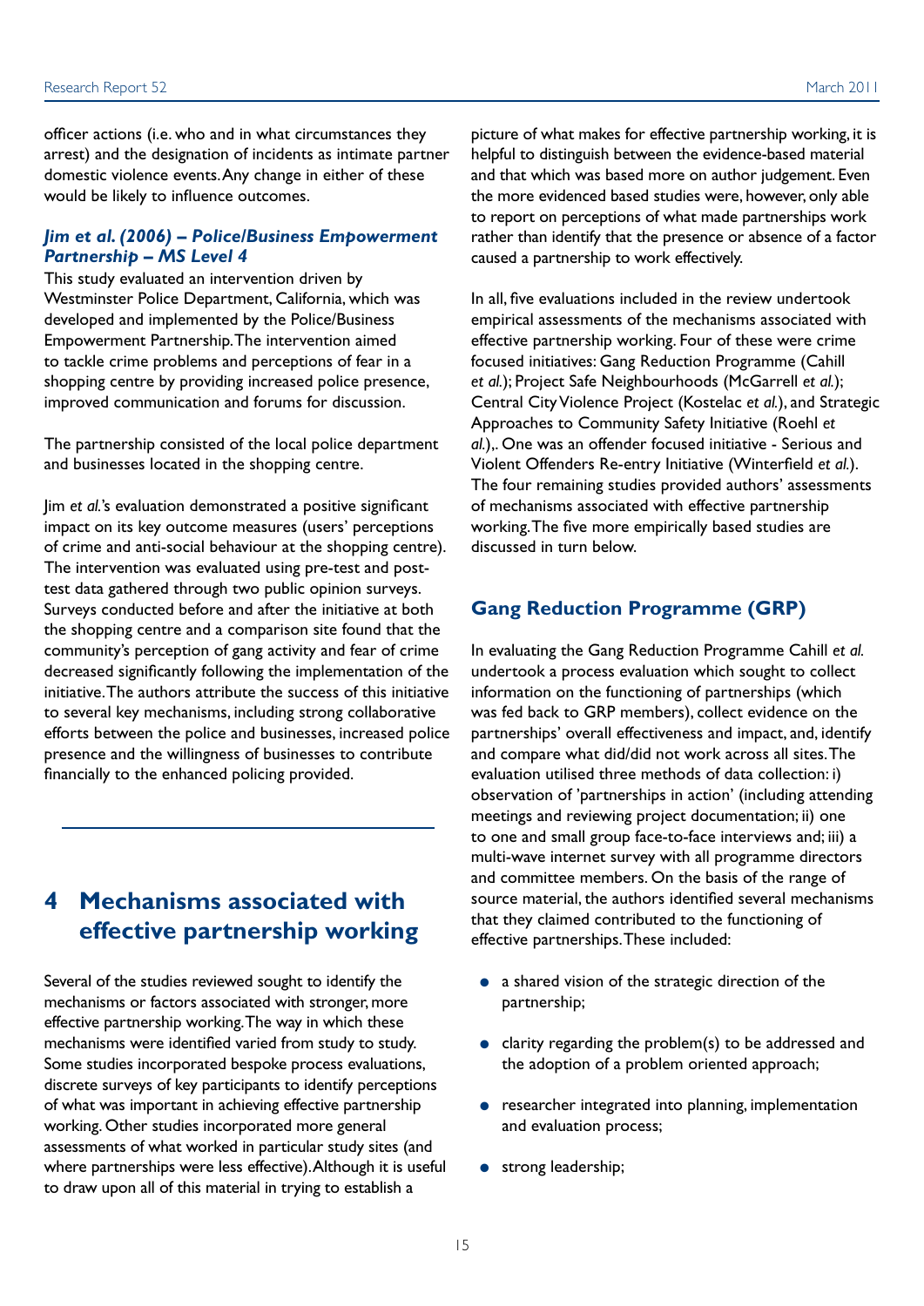officer actions (i.e. who and in what circumstances they arrest) and the designation of incidents as intimate partner domestic violence events. Any change in either of these would be likely to influence outcomes.

### *Jim et al. (2006) – Police/Business Empowerment Partnership – MS Level 4*

This study evaluated an intervention driven by Westminster Police Department, California, which was developed and implemented by the Police/Business Empowerment Partnership. The intervention aimed to tackle crime problems and perceptions of fear in a shopping centre by providing increased police presence, improved communication and forums for discussion.

The partnership consisted of the local police department and businesses located in the shopping centre.

Jim *et al.*'s evaluation demonstrated a positive significant impact on its key outcome measures (users' perceptions of crime and anti-social behaviour at the shopping centre). The intervention was evaluated using pre-test and post-test data gathered through two public opinion surveys. Surveys conducted before and after the initiative at both the shopping centre and a comparison site found that the community's perception of gang activity and fear of crime decreased significantly following the implementation of the initiative. The authors attribute the success of this initiative to several key mechanisms, including strong collaborative efforts between the police and businesses, increased police presence and the willingness of businesses to contribute financially to the enhanced policing provided.

# 4 Mechanisms associated with effective partnership working

Several of the studies reviewed sought to identify the mechanisms or factors associated with stronger, more effective partnership working. The way in which these mechanisms were identified varied from study to study. Some studies incorporated bespoke process evaluations, discrete surveys of key participants to identify perceptions of what was important in achieving effective partnership working. Other studies incorporated more general assessments of what worked in particular study sites (and where partnerships were less effective). Although it is useful to draw upon all of this material in trying to establish a picture of what makes for effective partnership working, it is helpful to distinguish between the evidence-based material and that which was based more on author judgement. Even the more evidenced based studies were, however, only able to report on perceptions of what made partnerships work rather than identify that the presence or absence of a factor caused a partnership to work effectively.

In all, five evaluations included in the review undertook empirical assessments of the mechanisms associated with effective partnership working. Four of these were crime focused initiatives: Gang Reduction Programme (Cahill *et al.*); Project Safe Neighbourhoods (McGarrell *et al.*); Central City Violence Project (Kostelac *et al.*), and Strategic Approaches to Community Safety Initiative (Roehl *et al.*),. One was an offender focused initiative - Serious and Violent Offenders Re-entry Initiative (Winterfield *et al.*). The four remaining studies provided authors' assessments of mechanisms associated with effective partnership working. The five more empirically based studies are discussed in turn below.

## Gang Reduction Programme (GRP)

In evaluating the Gang Reduction Programme Cahill *et al.* undertook a process evaluation which sought to collect information on the functioning of partnerships (which was fed back to GRP members), collect evidence on the partnerships' overall effectiveness and impact, and, identify and compare what did/did not work across all sites. The evaluation utilised three methods of data collection: i) observation of 'partnerships in action' (including attending meetings and reviewing project documentation; ii) one to one and small group face-to-face interviews and; iii) a multi-wave internet survey with all programme directors and committee members. On the basis of the range of source material, the authors identified several mechanisms that they claimed contributed to the functioning of effective partnerships. These included:

- a shared vision of the strategic direction of the partnership;
- clarity regarding the problem(s) to be addressed and the adoption of a problem oriented approach;
- researcher integrated into planning, implementation and evaluation process;
- strong leadership;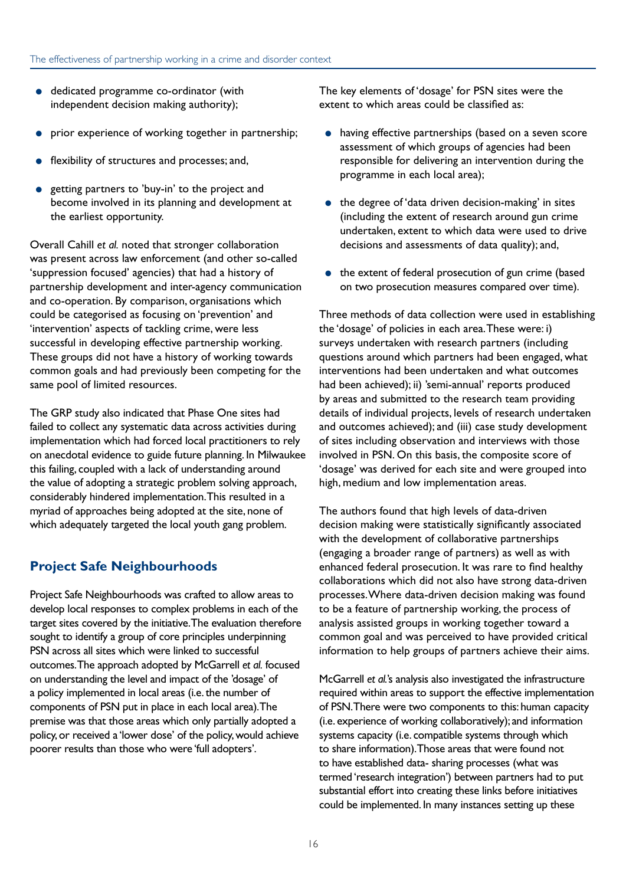- dedicated programme co-ordinator (with independent decision making authority);
- prior experience of working together in partnership;
- flexibility of structures and processes; and,
- getting partners to 'buy-in' to the project and become involved in its planning and development at the earliest opportunity.

Overall Cahill *et al.* noted that stronger collaboration was present across law enforcement (and other so-called 'suppression focused' agencies) that had a history of partnership development and inter-agency communication and co-operation. By comparison, organisations which could be categorised as focusing on 'prevention' and 'intervention' aspects of tackling crime, were less successful in developing effective partnership working. These groups did not have a history of working towards common goals and had previously been competing for the same pool of limited resources.

The GRP study also indicated that Phase One sites had failed to collect any systematic data across activities during implementation which had forced local practitioners to rely on anecdotal evidence to guide future planning. In Milwaukee this failing, coupled with a lack of understanding around the value of adopting a strategic problem solving approach, considerably hindered implementation. This resulted in a myriad of approaches being adopted at the site, none of which adequately targeted the local youth gang problem.

## Project Safe Neighbourhoods

Project Safe Neighbourhoods was crafted to allow areas to develop local responses to complex problems in each of the target sites covered by the initiative. The evaluation therefore sought to identify a group of core principles underpinning PSN across all sites which were linked to successful outcomes. The approach adopted by McGarrell *et al.* focused on understanding the level and impact of the 'dosage' of a policy implemented in local areas (i.e. the number of components of PSN put in place in each local area). The premise was that those areas which only partially adopted a policy, or received a 'lower dose' of the policy, would achieve poorer results than those who were 'full adopters'.

The key elements of 'dosage' for PSN sites were the extent to which areas could be classified as:

- having effective partnerships (based on a seven score assessment of which groups of agencies had been responsible for delivering an intervention during the programme in each local area);
- the degree of 'data driven decision-making' in sites (including the extent of research around gun crime undertaken, extent to which data were used to drive decisions and assessments of data quality); and,
- the extent of federal prosecution of gun crime (based on two prosecution measures compared over time).

Three methods of data collection were used in establishing the 'dosage' of policies in each area. These were: i) surveys undertaken with research partners (including questions around which partners had been engaged, what interventions had been undertaken and what outcomes had been achieved); ii) 'semi-annual' reports produced by areas and submitted to the research team providing details of individual projects, levels of research undertaken and outcomes achieved); and (iii) case study development of sites including observation and interviews with those involved in PSN. On this basis, the composite score of 'dosage' was derived for each site and were grouped into high, medium and low implementation areas.

The authors found that high levels of data-driven decision making were statistically significantly associated with the development of collaborative partnerships (engaging a broader range of partners) as well as with enhanced federal prosecution. It was rare to find healthy collaborations which did not also have strong data-driven processes. Where data-driven decision making was found to be a feature of partnership working, the process of analysis assisted groups in working together toward a common goal and was perceived to have provided critical information to help groups of partners achieve their aims.

McGarrell *et al.*'s analysis also investigated the infrastructure required within areas to support the effective implementation of PSN. There were two components to this: human capacity (i.e. experience of working collaboratively); and information systems capacity (i.e. compatible systems through which to share information). Those areas that were found not to have established data- sharing processes (what was termed 'research integration') between partners had to put substantial effort into creating these links before initiatives could be implemented. In many instances setting up these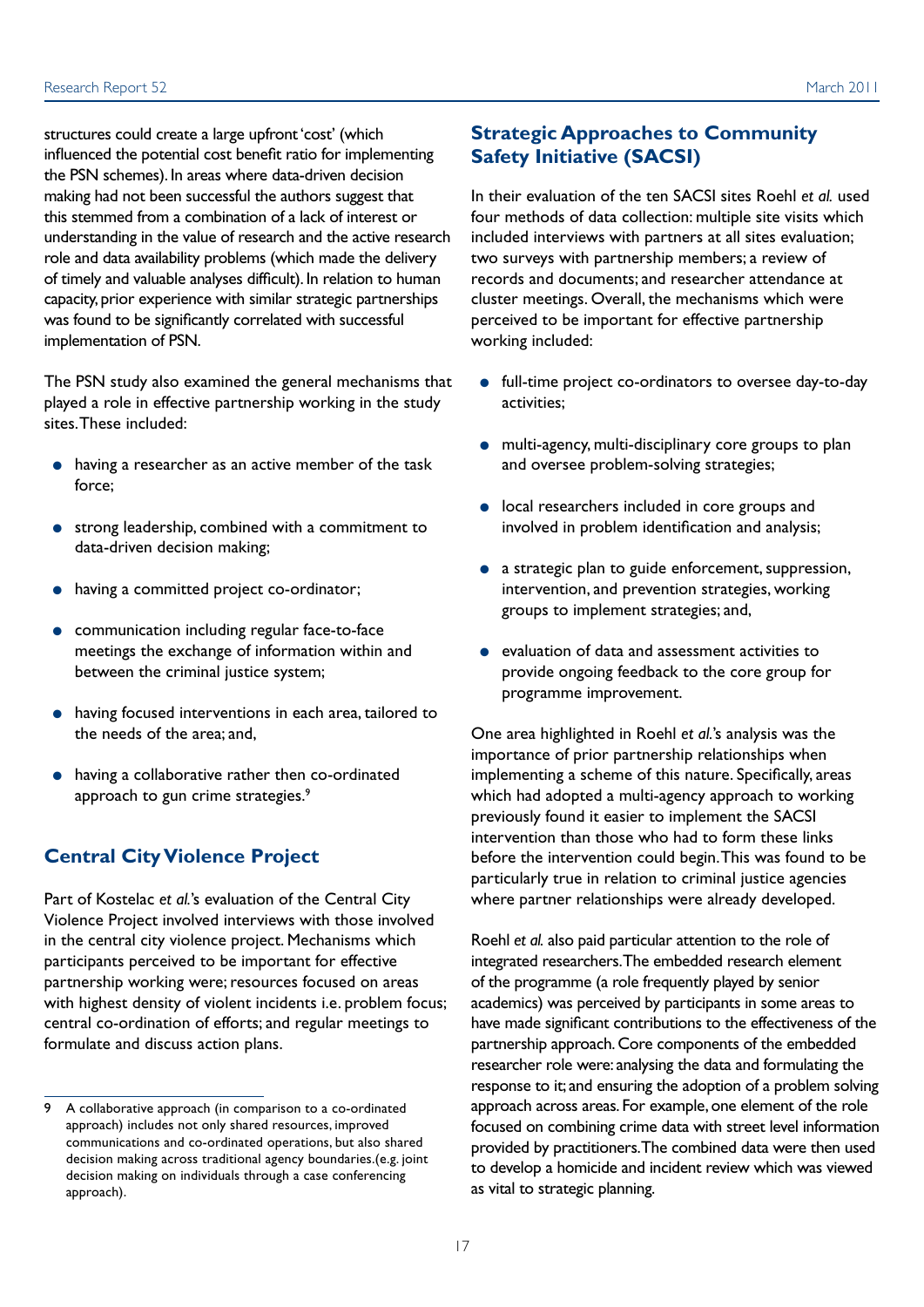structures could create a large upfront 'cost' (which influenced the potential cost benefit ratio for implementing the PSN schemes). In areas where data-driven decision making had not been successful the authors suggest that this stemmed from a combination of a lack of interest or understanding in the value of research and the active research role and data availability problems (which made the delivery of timely and valuable analyses difficult). In relation to human capacity, prior experience with similar strategic partnerships was found to be significantly correlated with successful implementation of PSN.

The PSN study also examined the general mechanisms that played a role in effective partnership working in the study sites. These included:

- having a researcher as an active member of the task force;
- strong leadership, combined with a commitment to data-driven decision making;
- having a committed project co-ordinator;
- communication including regular face-to-face meetings the exchange of information within and between the criminal justice system;
- having focused interventions in each area, tailored to the needs of the area; and,
- having a collaborative rather then co-ordinated approach to gun crime strategies.[9]

## Central City Violence Project

Part of Kostelac *et al.*'s evaluation of the Central City Violence Project involved interviews with those involved in the central city violence project. Mechanisms which participants perceived to be important for effective partnership working were; resources focused on areas with highest density of violent incidents i.e. problem focus; central co-ordination of efforts; and regular meetings to formulate and discuss action plans.

## Strategic Approaches to Community Safety Initiative (SACSI)

In their evaluation of the ten SACSI sites Roehl *et al.* used four methods of data collection: multiple site visits which included interviews with partners at all sites evaluation; two surveys with partnership members; a review of records and documents; and researcher attendance at cluster meetings. Overall, the mechanisms which were perceived to be important for effective partnership working included:

- full-time project co-ordinators to oversee day-to-day activities;
- multi-agency, multi-disciplinary core groups to plan and oversee problem-solving strategies;
- local researchers included in core groups and involved in problem identification and analysis;
- a strategic plan to guide enforcement, suppression, intervention, and prevention strategies, working groups to implement strategies; and,
- evaluation of data and assessment activities to provide ongoing feedback to the core group for programme improvement.

One area highlighted in Roehl *et al.*'s analysis was the importance of prior partnership relationships when implementing a scheme of this nature. Specifically, areas which had adopted a multi-agency approach to working previously found it easier to implement the SACSI intervention than those who had to form these links before the intervention could begin. This was found to be particularly true in relation to criminal justice agencies where partner relationships were already developed.

Roehl *et al.* also paid particular attention to the role of integrated researchers. The embedded research element of the programme (a role frequently played by senior academics) was perceived by participants in some areas to have made significant contributions to the effectiveness of the partnership approach. Core components of the embedded researcher role were: analysing the data and formulating the response to it; and ensuring the adoption of a problem solving approach across areas. For example, one element of the role focused on combining crime data with street level information provided by practitioners. The combined data were then used to develop a homicide and incident review which was viewed as vital to strategic planning.

---

9 A collaborative approach (in comparison to a co-ordinated approach) includes not only shared resources, improved communications and co-ordinated operations, but also shared decision making across traditional agency boundaries.(e.g. joint decision making on individuals through a case conferencing approach).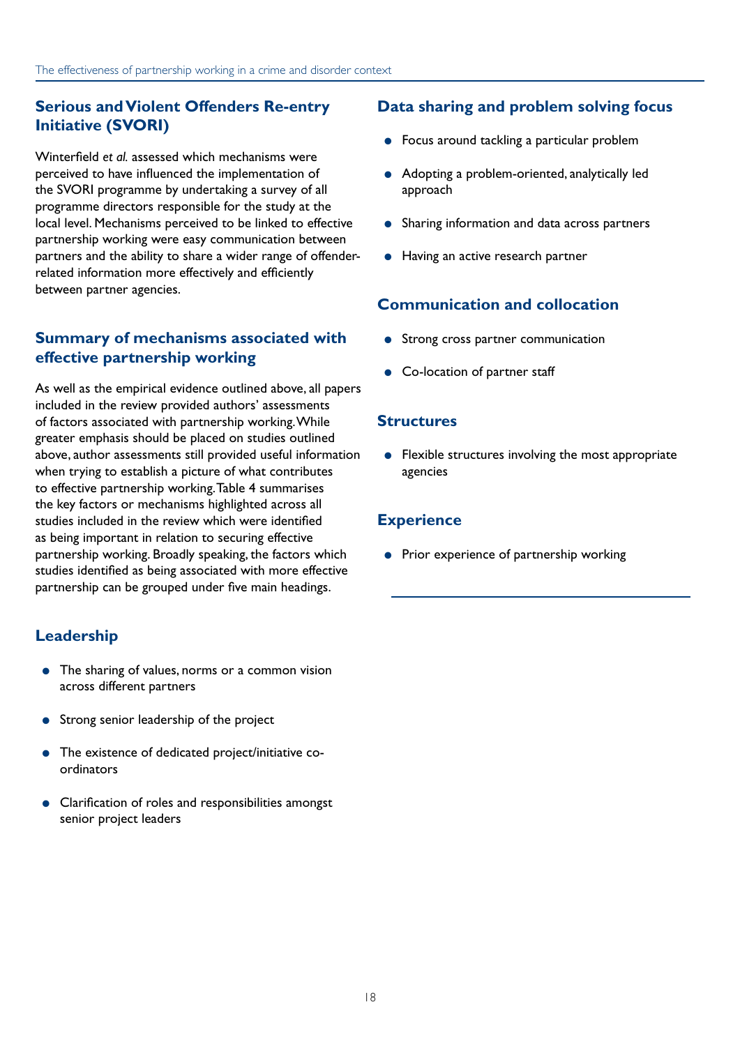## Serious and Violent Offenders Re-entry Initiative (SVORI)

Winterfield *et al.* assessed which mechanisms were perceived to have influenced the implementation of the SVORI programme by undertaking a survey of all programme directors responsible for the study at the local level. Mechanisms perceived to be linked to effective partnership working were easy communication between partners and the ability to share a wider range of offender-related information more effectively and efficiently between partner agencies.

## Summary of mechanisms associated with effective partnership working

As well as the empirical evidence outlined above, all papers included in the review provided authors' assessments of factors associated with partnership working. While greater emphasis should be placed on studies outlined above, author assessments still provided useful information when trying to establish a picture of what contributes to effective partnership working. Table 4 summarises the key factors or mechanisms highlighted across all studies included in the review which were identified as being important in relation to securing effective partnership working. Broadly speaking, the factors which studies identified as being associated with more effective partnership can be grouped under five main headings.

## Leadership

- The sharing of values, norms or a common vision across different partners
- Strong senior leadership of the project
- The existence of dedicated project/initiative co-ordinators
- Clarification of roles and responsibilities amongst senior project leaders

## Data sharing and problem solving focus

- Focus around tackling a particular problem
- Adopting a problem-oriented, analytically led approach
- Sharing information and data across partners
- Having an active research partner

## Communication and collocation

- Strong cross partner communication
- Co-location of partner staff

## Structures

- Flexible structures involving the most appropriate agencies

## Experience

- Prior experience of partnership working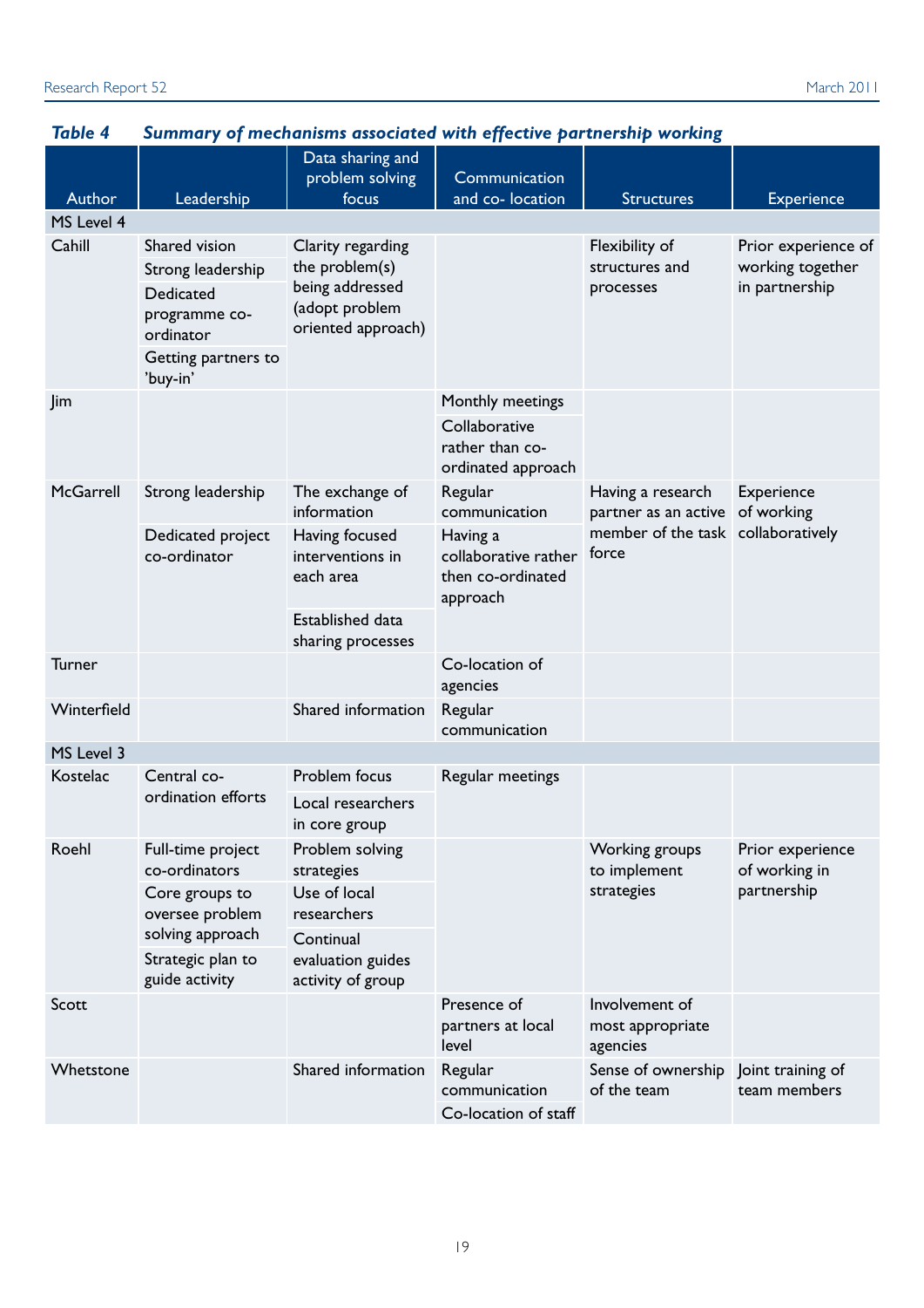**Table 4 Summary of mechanisms associated with effective partnership working**

| Author | Leadership | Data sharing and problem solving focus | Communication and co- location | Structures | Experience |
|---|---|---|---|---|---|
| MS Level 4 | | | | | |
| Cahill | Shared vision<br>Strong leadership<br>Dedicated programme co-ordinator<br>Getting partners to 'buy-in' | Clarity regarding the problem(s) being addressed (adopt problem oriented approach) | | Flexibility of structures and processes | Prior experience of working together in partnership |
| Jim | | | Monthly meetings<br>Collaborative rather than co-ordinated approach | | |
| McGarrell | Strong leadership<br>Dedicated project co-ordinator | The exchange of information<br>Having focused interventions in each area<br>Established data sharing processes | Regular communication<br>Having a collaborative rather then co-ordinated approach | Having a research partner as an active member of the task force | Experience of working collaboratively |
| Turner | | | Co-location of agencies | | |
| Winterfield | | Shared information | Regular communication | | |
| MS Level 3 | | | | | |
| Kostelac | Central co-ordination efforts | Problem focus<br>Local researchers in core group | Regular meetings | | |
| Roehl | Full-time project co-ordinators<br>Core groups to oversee problem solving approach<br>Strategic plan to guide activity | Problem solving strategies<br>Use of local researchers<br>Continual evaluation guides activity of group | | Working groups to implement strategies | Prior experience of working in partnership |
| Scott | | | Presence of partners at local level | Involvement of most appropriate agencies | |
| Whetstone | | Shared information | Regular communication<br>Co-location of staff | Sense of ownership of the team | Joint training of team members |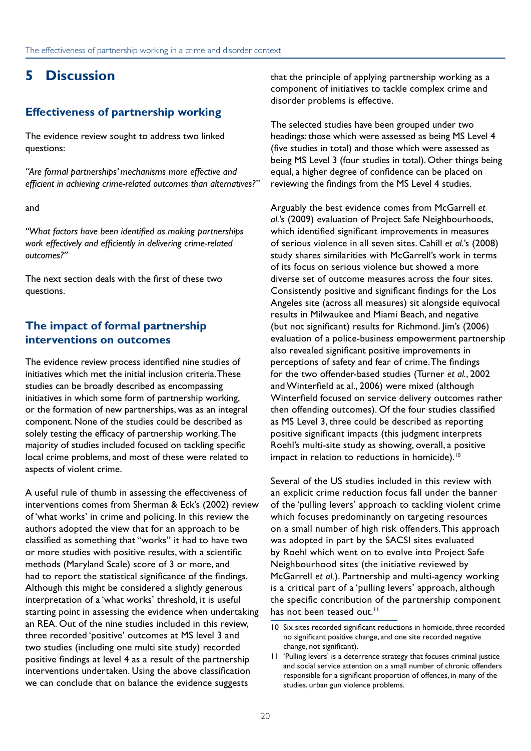# 5 Discussion

## Effectiveness of partnership working

The evidence review sought to address two linked questions:

*"Are formal partnerships' mechanisms more effective and efficient in achieving crime-related outcomes than alternatives?"*

and

*"What factors have been identified as making partnerships work effectively and efficiently in delivering crime-related outcomes?"*

The next section deals with the first of these two questions.

## The impact of formal partnership interventions on outcomes

The evidence review process identified nine studies of initiatives which met the initial inclusion criteria. These studies can be broadly described as encompassing initiatives in which some form of partnership working, or the formation of new partnerships, was as an integral component. None of the studies could be described as solely testing the efficacy of partnership working. The majority of studies included focused on tackling specific local crime problems, and most of these were related to aspects of violent crime.

A useful rule of thumb in assessing the effectiveness of interventions comes from Sherman & Eck's (2002) review of 'what works' in crime and policing. In this review the authors adopted the view that for an approach to be classified as something that "works" it had to have two or more studies with positive results, with a scientific methods (Maryland Scale) score of 3 or more, and had to report the statistical significance of the findings. Although this might be considered a slightly generous interpretation of a 'what works' threshold, it is useful starting point in assessing the evidence when undertaking an REA. Out of the nine studies included in this review, three recorded 'positive' outcomes at MS level 3 and two studies (including one multi site study) recorded positive findings at level 4 as a result of the partnership interventions undertaken. Using the above classification we can conclude that on balance the evidence suggests that the principle of applying partnership working as a component of initiatives to tackle complex crime and disorder problems is effective.

The selected studies have been grouped under two headings: those which were assessed as being MS Level 4 (five studies in total) and those which were assessed as being MS Level 3 (four studies in total). Other things being equal, a higher degree of confidence can be placed on reviewing the findings from the MS Level 4 studies.

Arguably the best evidence comes from McGarrell *et al.*'s (2009) evaluation of Project Safe Neighbourhoods, which identified significant improvements in measures of serious violence in all seven sites. Cahill *et al.*'s (2008) study shares similarities with McGarrell's work in terms of its focus on serious violence but showed a more diverse set of outcome measures across the four sites. Consistently positive and significant findings for the Los Angeles site (across all measures) sit alongside equivocal results in Milwaukee and Miami Beach, and negative (but not significant) results for Richmond. Jim's (2006) evaluation of a police-business empowerment partnership also revealed significant positive improvements in perceptions of safety and fear of crime. The findings for the two offender-based studies (Turner *et al.*, 2002 and Winterfield at al., 2006) were mixed (although Winterfield focused on service delivery outcomes rather then offending outcomes). Of the four studies classified as MS Level 3, three could be described as reporting positive significant impacts (this judgment interprets Roehl's multi-site study as showing, overall, a positive impact in relation to reductions in homicide).[10]

Several of the US studies included in this review with an explicit crime reduction focus fall under the banner of the 'pulling levers' approach to tackling violent crime which focuses predominantly on targeting resources on a small number of high risk offenders. This approach was adopted in part by the SACSI sites evaluated by Roehl which went on to evolve into Project Safe Neighbourhood sites (the initiative reviewed by McGarrell *et al.*). Partnership and multi-agency working is a critical part of a 'pulling levers' approach, although the specific contribution of the partnership component has not been teased out.[11]

---

10 Six sites recorded significant reductions in homicide, three recorded no significant positive change, and one site recorded negative change, not significant).

11 'Pulling levers' is a deterrence strategy that focuses criminal justice and social service attention on a small number of chronic offenders responsible for a significant proportion of offences, in many of the studies, urban gun violence problems.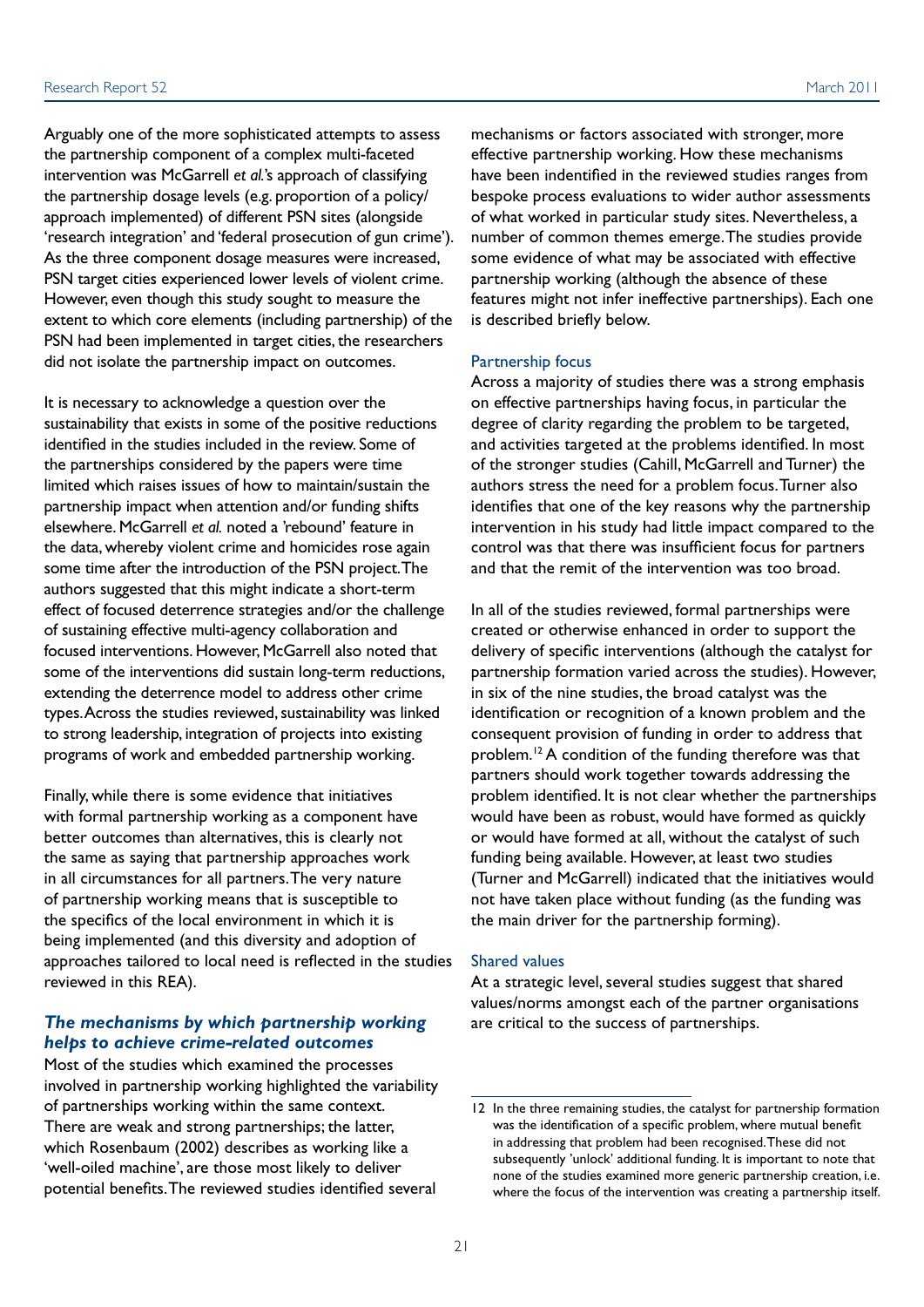Arguably one of the more sophisticated attempts to assess the partnership component of a complex multi-faceted intervention was McGarrell *et al.*'s approach of classifying the partnership dosage levels (e.g. proportion of a policy/approach implemented) of different PSN sites (alongside 'research integration' and 'federal prosecution of gun crime'). As the three component dosage measures were increased, PSN target cities experienced lower levels of violent crime. However, even though this study sought to measure the extent to which core elements (including partnership) of the PSN had been implemented in target cities, the researchers did not isolate the partnership impact on outcomes.

It is necessary to acknowledge a question over the sustainability that exists in some of the positive reductions identified in the studies included in the review. Some of the partnerships considered by the papers were time limited which raises issues of how to maintain/sustain the partnership impact when attention and/or funding shifts elsewhere. McGarrell *et al.* noted a 'rebound' feature in the data, whereby violent crime and homicides rose again some time after the introduction of the PSN project. The authors suggested that this might indicate a short-term effect of focused deterrence strategies and/or the challenge of sustaining effective multi-agency collaboration and focused interventions. However, McGarrell also noted that some of the interventions did sustain long-term reductions, extending the deterrence model to address other crime types. Across the studies reviewed, sustainability was linked to strong leadership, integration of projects into existing programs of work and embedded partnership working.

Finally, while there is some evidence that initiatives with formal partnership working as a component have better outcomes than alternatives, this is clearly not the same as saying that partnership approaches work in all circumstances for all partners. The very nature of partnership working means that is susceptible to the specifics of the local environment in which it is being implemented (and this diversity and adoption of approaches tailored to local need is reflected in the studies reviewed in this REA).

### *The mechanisms by which partnership working helps to achieve crime-related outcomes*

Most of the studies which examined the processes involved in partnership working highlighted the variability of partnerships working within the same context. There are weak and strong partnerships; the latter, which Rosenbaum (2002) describes as working like a 'well-oiled machine', are those most likely to deliver potential benefits. The reviewed studies identified several mechanisms or factors associated with stronger, more effective partnership working. How these mechanisms have been indentified in the reviewed studies ranges from bespoke process evaluations to wider author assessments of what worked in particular study sites. Nevertheless, a number of common themes emerge. The studies provide some evidence of what may be associated with effective partnership working (although the absence of these features might not infer ineffective partnerships). Each one is described briefly below.

#### Partnership focus

Across a majority of studies there was a strong emphasis on effective partnerships having focus, in particular the degree of clarity regarding the problem to be targeted, and activities targeted at the problems identified. In most of the stronger studies (Cahill, McGarrell and Turner) the authors stress the need for a problem focus. Turner also identifies that one of the key reasons why the partnership intervention in his study had little impact compared to the control was that there was insufficient focus for partners and that the remit of the intervention was too broad.

In all of the studies reviewed, formal partnerships were created or otherwise enhanced in order to support the delivery of specific interventions (although the catalyst for partnership formation varied across the studies). However, in six of the nine studies, the broad catalyst was the identification or recognition of a known problem and the consequent provision of funding in order to address that problem.[12] A condition of the funding therefore was that partners should work together towards addressing the problem identified. It is not clear whether the partnerships would have been as robust, would have formed as quickly or would have formed at all, without the catalyst of such funding being available. However, at least two studies (Turner and McGarrell) indicated that the initiatives would not have taken place without funding (as the funding was the main driver for the partnership forming).

#### Shared values

At a strategic level, several studies suggest that shared values/norms amongst each of the partner organisations are critical to the success of partnerships.

---

12 In the three remaining studies, the catalyst for partnership formation was the identification of a specific problem, where mutual benefit in addressing that problem had been recognised. These did not subsequently 'unlock' additional funding. It is important to note that none of the studies examined more generic partnership creation, i.e. where the focus of the intervention was creating a partnership itself.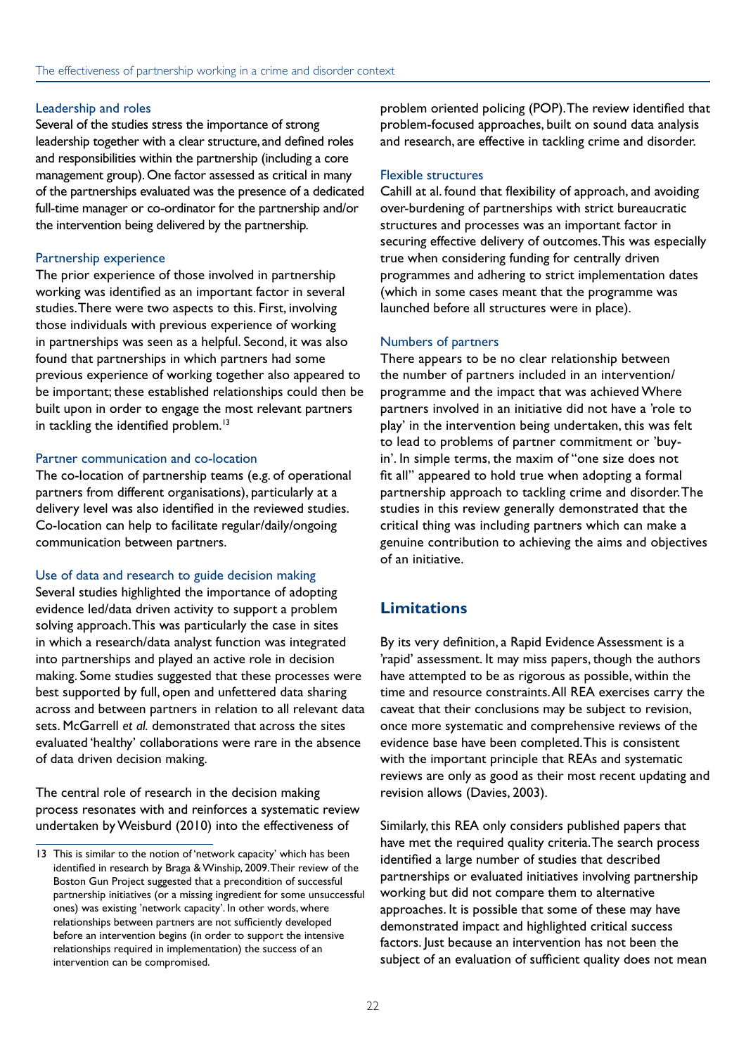### Leadership and roles

Several of the studies stress the importance of strong leadership together with a clear structure, and defined roles and responsibilities within the partnership (including a core management group). One factor assessed as critical in many of the partnerships evaluated was the presence of a dedicated full-time manager or co-ordinator for the partnership and/or the intervention being delivered by the partnership.

### Partnership experience

The prior experience of those involved in partnership working was identified as an important factor in several studies. There were two aspects to this. First, involving those individuals with previous experience of working in partnerships was seen as a helpful. Second, it was also found that partnerships in which partners had some previous experience of working together also appeared to be important; these established relationships could then be built upon in order to engage the most relevant partners in tackling the identified problem.[13]

### Partner communication and co-location

The co-location of partnership teams (e.g. of operational partners from different organisations), particularly at a delivery level was also identified in the reviewed studies. Co-location can help to facilitate regular/daily/ongoing communication between partners.

### Use of data and research to guide decision making

Several studies highlighted the importance of adopting evidence led/data driven activity to support a problem solving approach. This was particularly the case in sites in which a research/data analyst function was integrated into partnerships and played an active role in decision making. Some studies suggested that these processes were best supported by full, open and unfettered data sharing across and between partners in relation to all relevant data sets. McGarrell *et al.* demonstrated that across the sites evaluated 'healthy' collaborations were rare in the absence of data driven decision making.

The central role of research in the decision making process resonates with and reinforces a systematic review undertaken by Weisburd (2010) into the effectiveness of problem oriented policing (POP). The review identified that problem-focused approaches, built on sound data analysis and research, are effective in tackling crime and disorder.

### Flexible structures

Cahill at al. found that flexibility of approach, and avoiding over-burdening of partnerships with strict bureaucratic structures and processes was an important factor in securing effective delivery of outcomes. This was especially true when considering funding for centrally driven programmes and adhering to strict implementation dates (which in some cases meant that the programme was launched before all structures were in place).

### Numbers of partners

There appears to be no clear relationship between the number of partners included in an intervention/ programme and the impact that was achieved Where partners involved in an initiative did not have a 'role to play' in the intervention being undertaken, this was felt to lead to problems of partner commitment or 'buy-in'. In simple terms, the maxim of "one size does not fit all" appeared to hold true when adopting a formal partnership approach to tackling crime and disorder. The studies in this review generally demonstrated that the critical thing was including partners which can make a genuine contribution to achieving the aims and objectives of an initiative.

## Limitations

By its very definition, a Rapid Evidence Assessment is a 'rapid' assessment. It may miss papers, though the authors have attempted to be as rigorous as possible, within the time and resource constraints. All REA exercises carry the caveat that their conclusions may be subject to revision, once more systematic and comprehensive reviews of the evidence base have been completed. This is consistent with the important principle that REAs and systematic reviews are only as good as their most recent updating and revision allows (Davies, 2003).

Similarly, this REA only considers published papers that have met the required quality criteria. The search process identified a large number of studies that described partnerships or evaluated initiatives involving partnership working but did not compare them to alternative approaches. It is possible that some of these may have demonstrated impact and highlighted critical success factors. Just because an intervention has not been the subject of an evaluation of sufficient quality does not mean

---

13 This is similar to the notion of 'network capacity' which has been identified in research by Braga & Winship, 2009. Their review of the Boston Gun Project suggested that a precondition of successful partnership initiatives (or a missing ingredient for some unsuccessful ones) was existing 'network capacity'. In other words, where relationships between partners are not sufficiently developed before an intervention begins (in order to support the intensive relationships required in implementation) the success of an intervention can be compromised.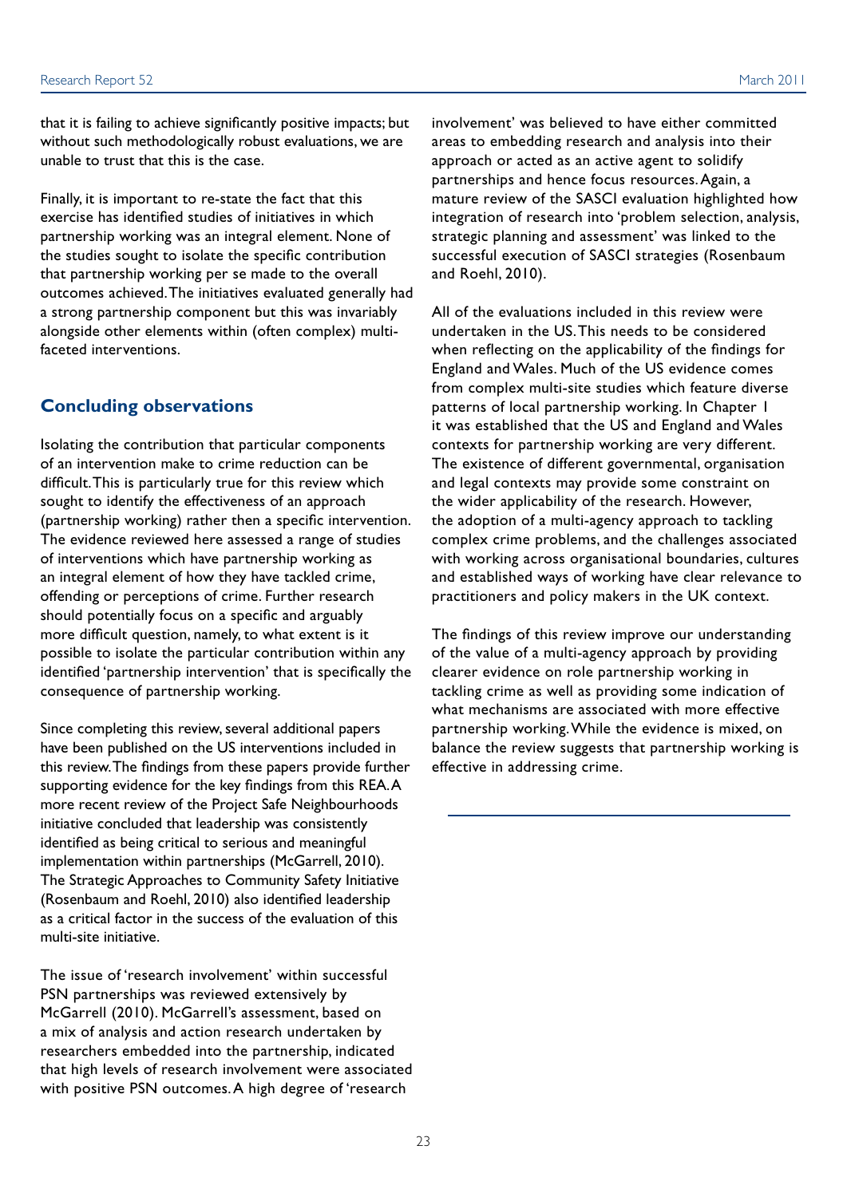that it is failing to achieve significantly positive impacts; but without such methodologically robust evaluations, we are unable to trust that this is the case.

Finally, it is important to re-state the fact that this exercise has identified studies of initiatives in which partnership working was an integral element. None of the studies sought to isolate the specific contribution that partnership working per se made to the overall outcomes achieved. The initiatives evaluated generally had a strong partnership component but this was invariably alongside other elements within (often complex) multi-faceted interventions.

## Concluding observations

Isolating the contribution that particular components of an intervention make to crime reduction can be difficult. This is particularly true for this review which sought to identify the effectiveness of an approach (partnership working) rather then a specific intervention. The evidence reviewed here assessed a range of studies of interventions which have partnership working as an integral element of how they have tackled crime, offending or perceptions of crime. Further research should potentially focus on a specific and arguably more difficult question, namely, to what extent is it possible to isolate the particular contribution within any identified 'partnership intervention' that is specifically the consequence of partnership working.

Since completing this review, several additional papers have been published on the US interventions included in this review. The findings from these papers provide further supporting evidence for the key findings from this REA. A more recent review of the Project Safe Neighbourhoods initiative concluded that leadership was consistently identified as being critical to serious and meaningful implementation within partnerships (McGarrell, 2010). The Strategic Approaches to Community Safety Initiative (Rosenbaum and Roehl, 2010) also identified leadership as a critical factor in the success of the evaluation of this multi-site initiative.

The issue of 'research involvement' within successful PSN partnerships was reviewed extensively by McGarrell (2010). McGarrell's assessment, based on a mix of analysis and action research undertaken by researchers embedded into the partnership, indicated that high levels of research involvement were associated with positive PSN outcomes. A high degree of 'research involvement' was believed to have either committed areas to embedding research and analysis into their approach or acted as an active agent to solidify partnerships and hence focus resources. Again, a mature review of the SASCI evaluation highlighted how integration of research into 'problem selection, analysis, strategic planning and assessment' was linked to the successful execution of SASCI strategies (Rosenbaum and Roehl, 2010).

All of the evaluations included in this review were undertaken in the US. This needs to be considered when reflecting on the applicability of the findings for England and Wales. Much of the US evidence comes from complex multi-site studies which feature diverse patterns of local partnership working. In Chapter 1 it was established that the US and England and Wales contexts for partnership working are very different. The existence of different governmental, organisation and legal contexts may provide some constraint on the wider applicability of the research. However, the adoption of a multi-agency approach to tackling complex crime problems, and the challenges associated with working across organisational boundaries, cultures and established ways of working have clear relevance to practitioners and policy makers in the UK context.

The findings of this review improve our understanding of the value of a multi-agency approach by providing clearer evidence on role partnership working in tackling crime as well as providing some indication of what mechanisms are associated with more effective partnership working. While the evidence is mixed, on balance the review suggests that partnership working is effective in addressing crime.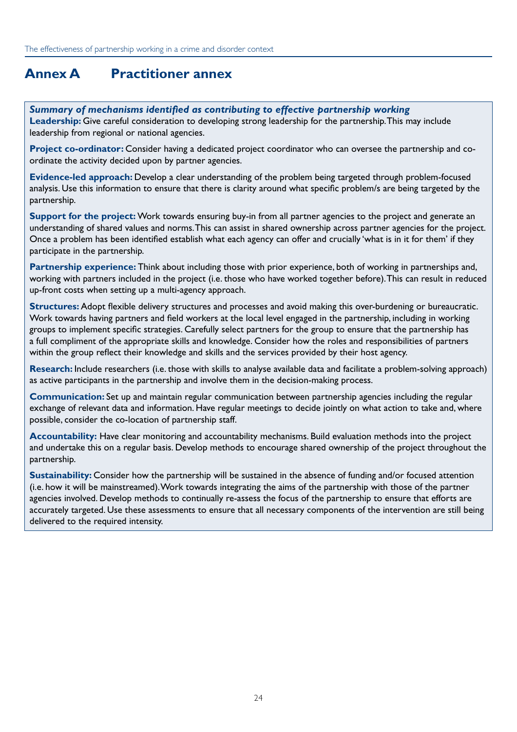# Annex A Practitioner annex

***Summary of mechanisms identified as contributing to effective partnership working***

**Leadership:** Give careful consideration to developing strong leadership for the partnership. This may include leadership from regional or national agencies.

**Project co-ordinator:** Consider having a dedicated project coordinator who can oversee the partnership and co-ordinate the activity decided upon by partner agencies.

**Evidence-led approach:** Develop a clear understanding of the problem being targeted through problem-focused analysis. Use this information to ensure that there is clarity around what specific problem/s are being targeted by the partnership.

**Support for the project:** Work towards ensuring buy-in from all partner agencies to the project and generate an understanding of shared values and norms. This can assist in shared ownership across partner agencies for the project. Once a problem has been identified establish what each agency can offer and crucially 'what is in it for them' if they participate in the partnership.

**Partnership experience:** Think about including those with prior experience, both of working in partnerships and, working with partners included in the project (i.e. those who have worked together before). This can result in reduced up-front costs when setting up a multi-agency approach.

**Structures:** Adopt flexible delivery structures and processes and avoid making this over-burdening or bureaucratic. Work towards having partners and field workers at the local level engaged in the partnership, including in working groups to implement specific strategies. Carefully select partners for the group to ensure that the partnership has a full compliment of the appropriate skills and knowledge. Consider how the roles and responsibilities of partners within the group reflect their knowledge and skills and the services provided by their host agency.

**Research:** Include researchers (i.e. those with skills to analyse available data and facilitate a problem-solving approach) as active participants in the partnership and involve them in the decision-making process.

**Communication:** Set up and maintain regular communication between partnership agencies including the regular exchange of relevant data and information. Have regular meetings to decide jointly on what action to take and, where possible, consider the co-location of partnership staff.

**Accountability:** Have clear monitoring and accountability mechanisms. Build evaluation methods into the project and undertake this on a regular basis. Develop methods to encourage shared ownership of the project throughout the partnership.

**Sustainability:** Consider how the partnership will be sustained in the absence of funding and/or focused attention (i.e. how it will be mainstreamed). Work towards integrating the aims of the partnership with those of the partner agencies involved. Develop methods to continually re-assess the focus of the partnership to ensure that efforts are accurately targeted. Use these assessments to ensure that all necessary components of the intervention are still being delivered to the required intensity.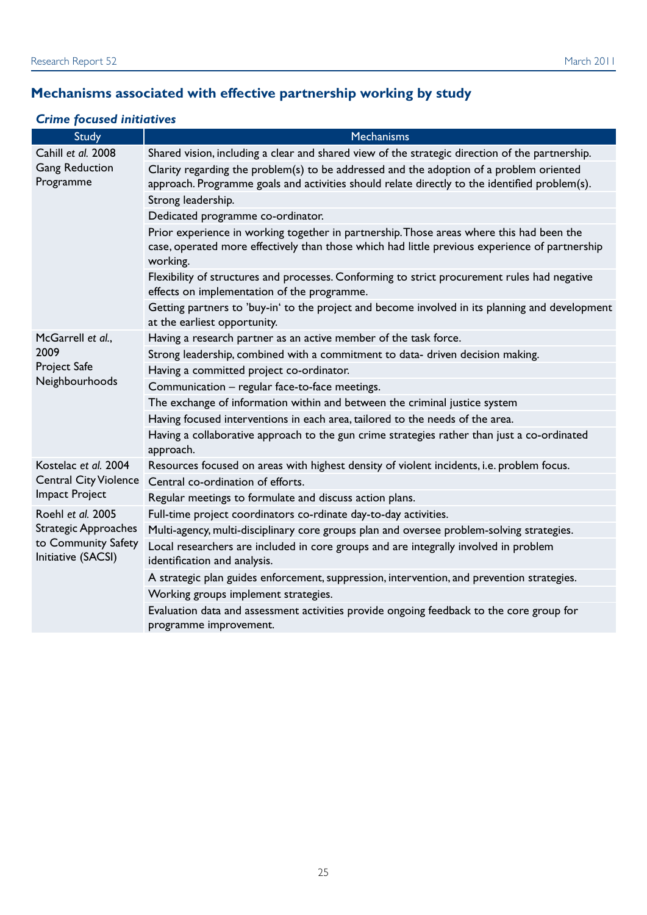## Mechanisms associated with effective partnership working by study

### *Crime focused initiatives*

| Study | Mechanisms |
|---|---|
| Cahill *et al.* 2008 Gang Reduction Programme | Shared vision, including a clear and shared view of the strategic direction of the partnership. |
| | Clarity regarding the problem(s) to be addressed and the adoption of a problem oriented approach. Programme goals and activities should relate directly to the identified problem(s). |
| | Strong leadership. |
| | Dedicated programme co-ordinator. |
| | Prior experience in working together in partnership. Those areas where this had been the case, operated more effectively than those which had little previous experience of partnership working. |
| | Flexibility of structures and processes. Conforming to strict procurement rules had negative effects on implementation of the programme. |
| | Getting partners to 'buy-in' to the project and become involved in its planning and development at the earliest opportunity. |
| McGarrell *et al.*, 2009 Project Safe Neighbourhoods | Having a research partner as an active member of the task force. |
| | Strong leadership, combined with a commitment to data- driven decision making. |
| | Having a committed project co-ordinator. |
| | Communication – regular face-to-face meetings. |
| | The exchange of information within and between the criminal justice system |
| | Having focused interventions in each area, tailored to the needs of the area. |
| | Having a collaborative approach to the gun crime strategies rather than just a co-ordinated approach. |
| Kostelac *et al.* 2004 Central City Violence Impact Project | Resources focused on areas with highest density of violent incidents, i.e. problem focus. |
| | Central co-ordination of efforts. |
| | Regular meetings to formulate and discuss action plans. |
| Roehl *et al.* 2005 Strategic Approaches to Community Safety Initiative (SACSI) | Full-time project coordinators co-rdinate day-to-day activities. |
| | Multi-agency, multi-disciplinary core groups plan and oversee problem-solving strategies. |
| | Local researchers are included in core groups and are integrally involved in problem identification and analysis. |
| | A strategic plan guides enforcement, suppression, intervention, and prevention strategies. |
| | Working groups implement strategies. |
| | Evaluation data and assessment activities provide ongoing feedback to the core group for programme improvement. |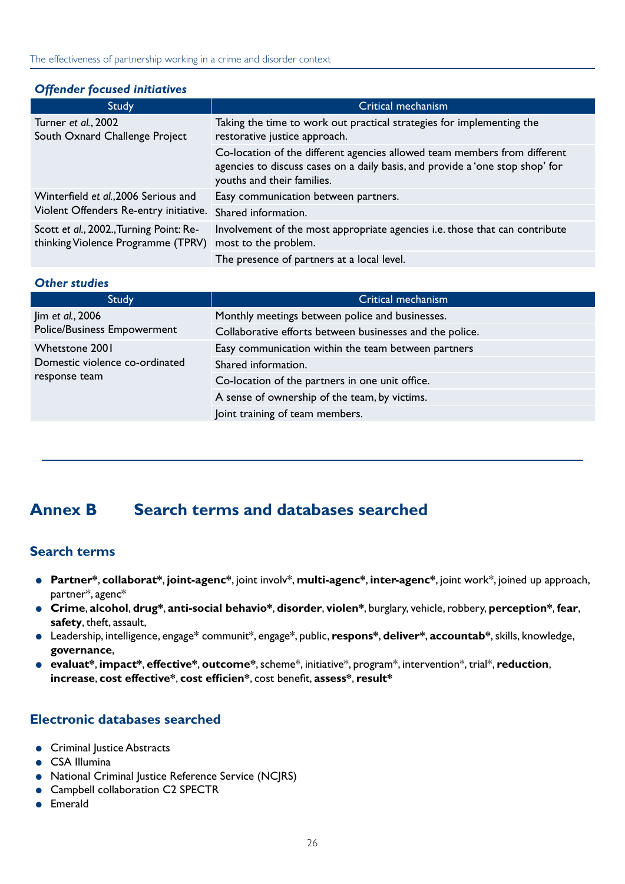### *Offender focused initiatives*

| Study | Critical mechanism |
|---|---|
| Turner *et al.*, 2002 South Oxnard Challenge Project | Taking the time to work out practical strategies for implementing the restorative justice approach. |
| | Co-location of the different agencies allowed team members from different agencies to discuss cases on a daily basis, and provide a 'one stop shop' for youths and their families. |
| Winterfield *et al.*,2006 Serious and Violent Offenders Re-entry initiative. | Easy communication between partners. |
| | Shared information. |
| Scott *et al.*, 2002., Turning Point: Re-thinking Violence Programme (TPRV) | Involvement of the most appropriate agencies i.e. those that can contribute most to the problem. |
| | The presence of partners at a local level. |

### *Other studies*

| Study | Critical mechanism |
|---|---|
| Jim *et al.*, 2006 Police/Business Empowerment | Monthly meetings between police and businesses. |
| | Collaborative efforts between businesses and the police. |
| Whetstone 2001 Domestic violence co-ordinated response team | Easy communication within the team between partners |
| | Shared information. |
| | Co-location of the partners in one unit office. |
| | A sense of ownership of the team, by victims. |
| | Joint training of team members. |

# Annex B Search terms and databases searched

## Search terms

- **Partner\***, **collaborat\***, **joint-agenc\***, joint involv\*, **multi-agenc\***, **inter-agenc\***, joint work\*, joined up approach, partner\*, agenc\*
- **Crime**, **alcohol**, **drug\***, **anti-social behavio\***, **disorder**, **violen\***, burglary, vehicle, robbery, **perception\***, **fear**, **safety**, theft, assault,
- Leadership, intelligence, engage\* communit\*, engage\*, public, **respons\***, **deliver\***, **accountab\***, skills, knowledge, **governance**,
- **evaluat\***, **impact\***, **effective\***, **outcome\***, scheme\*, initiative\*, program\*, intervention\*, trial\*, **reduction**, **increase**, **cost effective\***, **cost efficien\***, cost benefit, **assess\***, **result\***

## Electronic databases searched

- Criminal Justice Abstracts
- CSA Illumina
- National Criminal Justice Reference Service (NCJRS)
- Campbell collaboration C2 SPECTR
- Emerald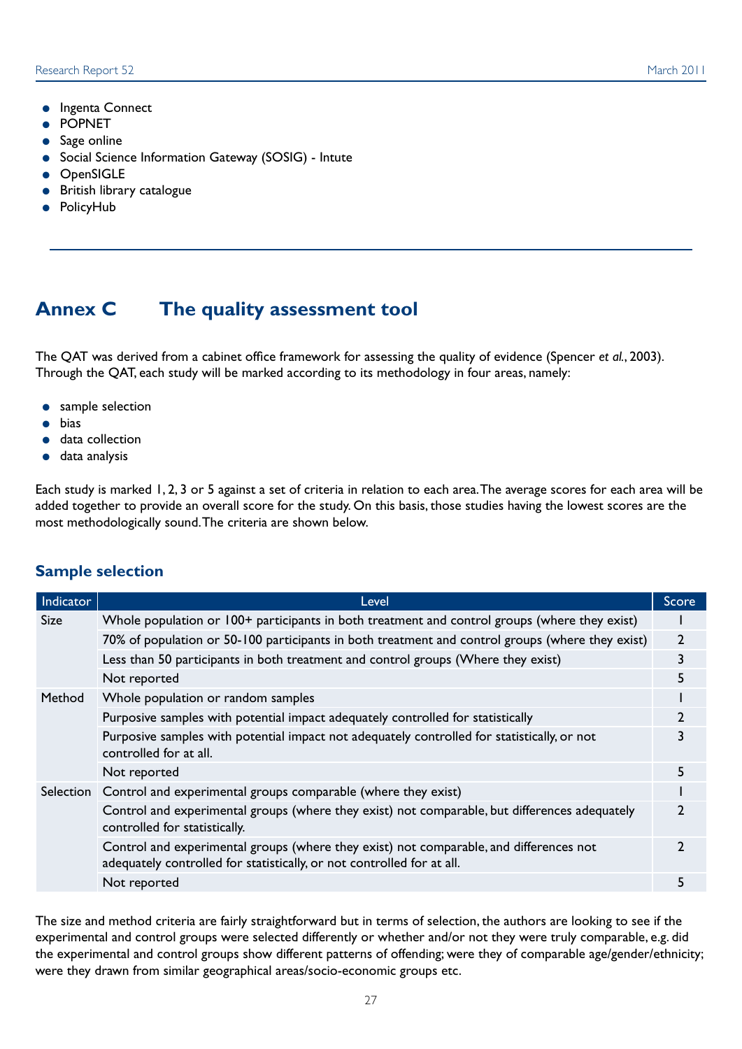- Ingenta Connect
- POPNET
- Sage online
- Social Science Information Gateway (SOSIG) - Intute
- OpenSIGLE
- British library catalogue
- PolicyHub

# Annex C The quality assessment tool

The QAT was derived from a cabinet office framework for assessing the quality of evidence (Spencer *et al.*, 2003). Through the QAT, each study will be marked according to its methodology in four areas, namely:

- sample selection
- bias
- data collection
- data analysis

Each study is marked 1, 2, 3 or 5 against a set of criteria in relation to each area. The average scores for each area will be added together to provide an overall score for the study. On this basis, those studies having the lowest scores are the most methodologically sound. The criteria are shown below.

## Sample selection

| Indicator | Level | Score |
|---|---|---|
| Size | Whole population or 100+ participants in both treatment and control groups (where they exist) | 1 |
| | 70% of population or 50-100 participants in both treatment and control groups (where they exist) | 2 |
| | Less than 50 participants in both treatment and control groups (Where they exist) | 3 |
| | Not reported | 5 |
| Method | Whole population or random samples | 1 |
| | Purposive samples with potential impact adequately controlled for statistically | 2 |
| | Purposive samples with potential impact not adequately controlled for statistically, or not controlled for at all. | 3 |
| | Not reported | 5 |
| Selection | Control and experimental groups comparable (where they exist) | 1 |
| | Control and experimental groups (where they exist) not comparable, but differences adequately controlled for statistically. | 2 |
| | Control and experimental groups (where they exist) not comparable, and differences not adequately controlled for statistically, or not controlled for at all. | 2 |
| | Not reported | 5 |

The size and method criteria are fairly straightforward but in terms of selection, the authors are looking to see if the experimental and control groups were selected differently or whether and/or not they were truly comparable, e.g. did the experimental and control groups show different patterns of offending; were they of comparable age/gender/ethnicity; were they drawn from similar geographical areas/socio-economic groups etc.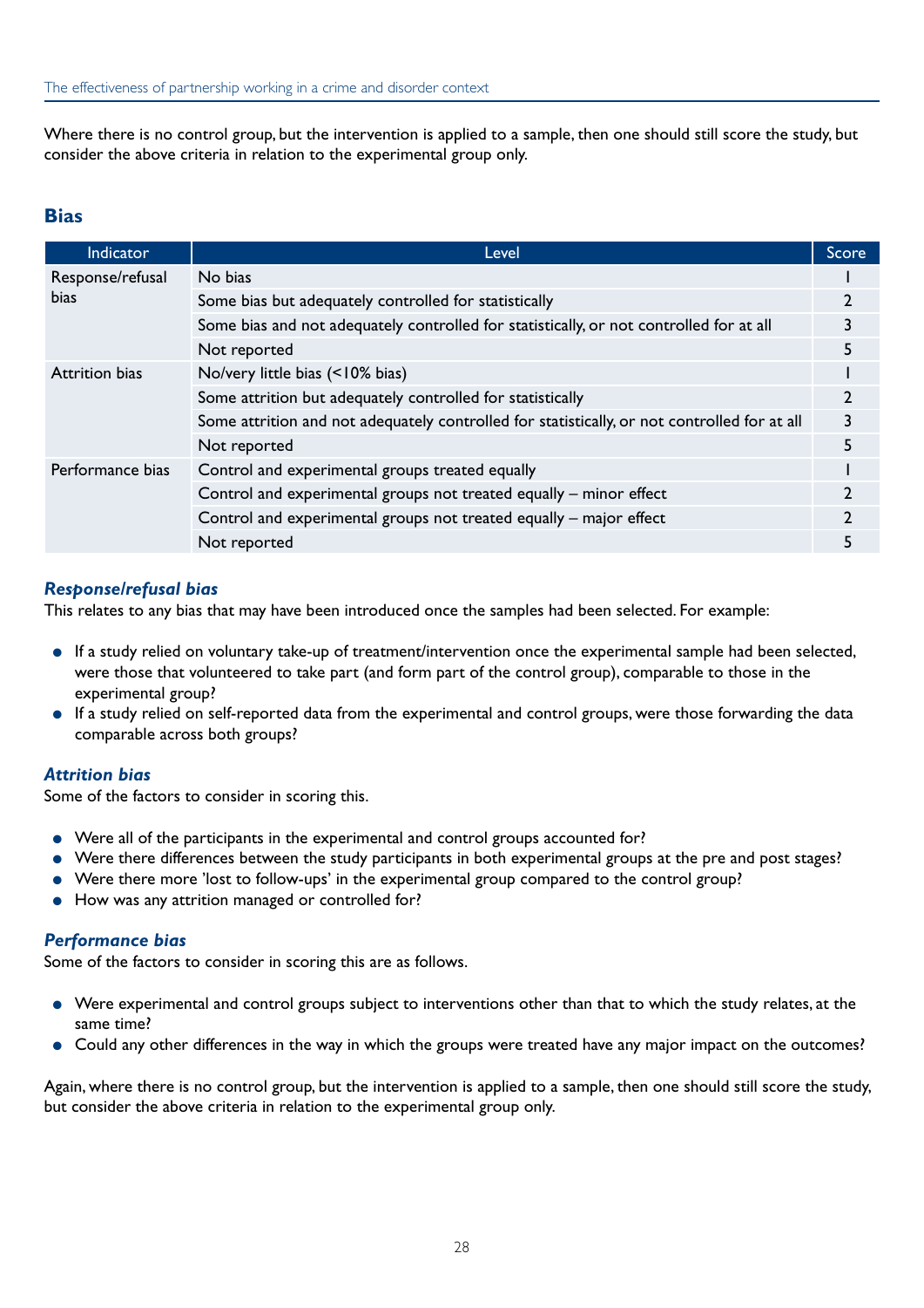Where there is no control group, but the intervention is applied to a sample, then one should still score the study, but consider the above criteria in relation to the experimental group only.

## Bias

| Indicator | Level | Score |
|---|---|---|
| Response/refusal bias | No bias | 1 |
| | Some bias but adequately controlled for statistically | 2 |
| | Some bias and not adequately controlled for statistically, or not controlled for at all | 3 |
| | Not reported | 5 |
| Attrition bias | No/very little bias (<10% bias) | 1 |
| | Some attrition but adequately controlled for statistically | 2 |
| | Some attrition and not adequately controlled for statistically, or not controlled for at all | 3 |
| | Not reported | 5 |
| Performance bias | Control and experimental groups treated equally | 1 |
| | Control and experimental groups not treated equally – minor effect | 2 |
| | Control and experimental groups not treated equally – major effect | 2 |
| | Not reported | 5 |

### *Response/refusal bias*

This relates to any bias that may have been introduced once the samples had been selected. For example:

- If a study relied on voluntary take-up of treatment/intervention once the experimental sample had been selected, were those that volunteered to take part (and form part of the control group), comparable to those in the experimental group?
- If a study relied on self-reported data from the experimental and control groups, were those forwarding the data comparable across both groups?

### *Attrition bias*

Some of the factors to consider in scoring this.

- Were all of the participants in the experimental and control groups accounted for?
- Were there differences between the study participants in both experimental groups at the pre and post stages?
- Were there more 'lost to follow-ups' in the experimental group compared to the control group?
- How was any attrition managed or controlled for?

### *Performance bias*

Some of the factors to consider in scoring this are as follows.

- Were experimental and control groups subject to interventions other than that to which the study relates, at the same time?
- Could any other differences in the way in which the groups were treated have any major impact on the outcomes?

Again, where there is no control group, but the intervention is applied to a sample, then one should still score the study, but consider the above criteria in relation to the experimental group only.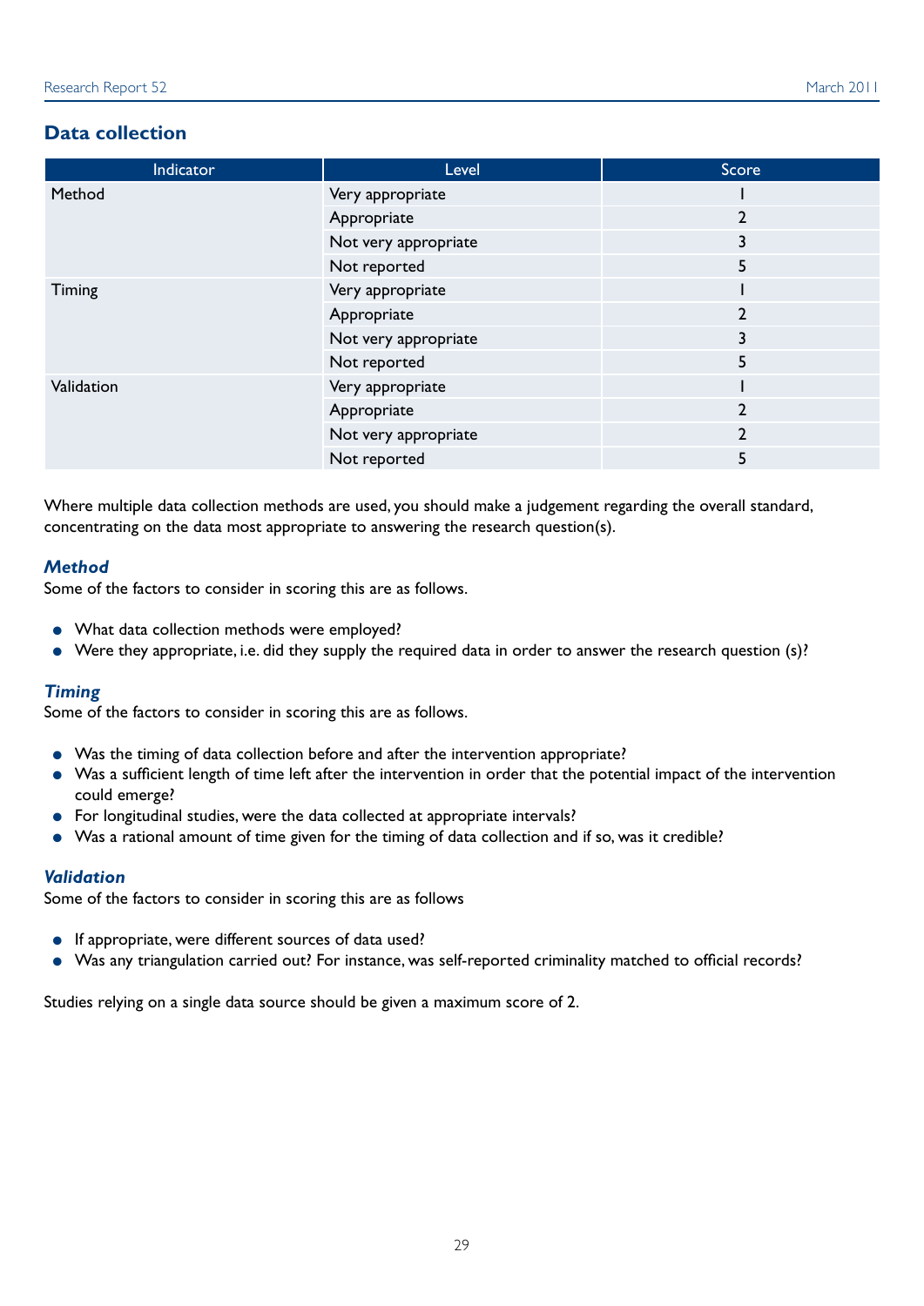## Data collection

| Indicator | Level | Score |
|---|---|---|
| Method | Very appropriate | 1 |
| | Appropriate | 2 |
| | Not very appropriate | 3 |
| | Not reported | 5 |
| Timing | Very appropriate | 1 |
| | Appropriate | 2 |
| | Not very appropriate | 3 |
| | Not reported | 5 |
| Validation | Very appropriate | 1 |
| | Appropriate | 2 |
| | Not very appropriate | 2 |
| | Not reported | 5 |

Where multiple data collection methods are used, you should make a judgement regarding the overall standard, concentrating on the data most appropriate to answering the research question(s).

### *Method*

Some of the factors to consider in scoring this are as follows.

- What data collection methods were employed?
- Were they appropriate, i.e. did they supply the required data in order to answer the research question (s)?

### *Timing*

Some of the factors to consider in scoring this are as follows.

- Was the timing of data collection before and after the intervention appropriate?
- Was a sufficient length of time left after the intervention in order that the potential impact of the intervention could emerge?
- For longitudinal studies, were the data collected at appropriate intervals?
- Was a rational amount of time given for the timing of data collection and if so, was it credible?

### *Validation*

Some of the factors to consider in scoring this are as follows

- If appropriate, were different sources of data used?
- Was any triangulation carried out? For instance, was self-reported criminality matched to official records?

Studies relying on a single data source should be given a maximum score of 2.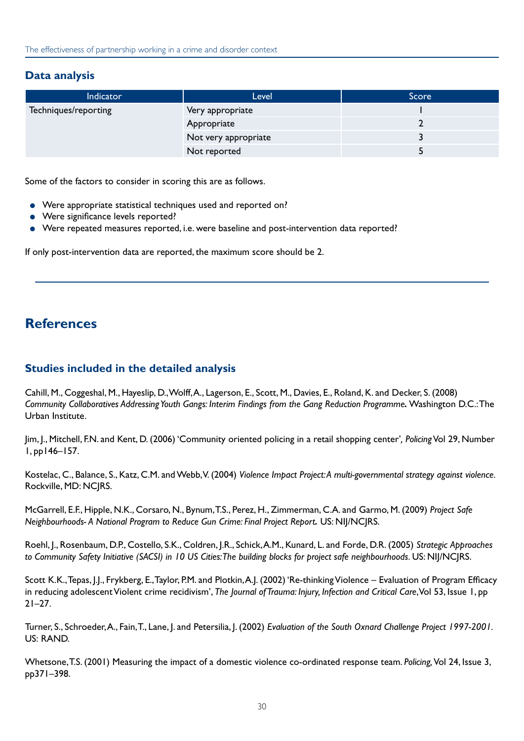## Data analysis

| Indicator | Level | Score |
|---|---|---|
| Techniques/reporting | Very appropriate | 1 |
| | Appropriate | 2 |
| | Not very appropriate | 3 |
| | Not reported | 5 |

Some of the factors to consider in scoring this are as follows.

- Were appropriate statistical techniques used and reported on?
- Were significance levels reported?
- Were repeated measures reported, i.e. were baseline and post-intervention data reported?

If only post-intervention data are reported, the maximum score should be 2.

# References

## Studies included in the detailed analysis

Cahill, M., Coggeshal, M., Hayeslip, D., Wolff, A., Lagerson, E., Scott, M., Davies, E., Roland, K. and Decker, S. (2008) *Community Collaboratives Addressing Youth Gangs: Interim Findings from the Gang Reduction Programme.* Washington D.C.: The Urban Institute.

Jim, J., Mitchell, F.N. and Kent, D. (2006) 'Community oriented policing in a retail shopping center', *Policing* Vol 29, Number 1, pp146–157.

Kostelac, C., Balance, S., Katz, C.M. and Webb, V. (2004) *Violence Impact Project: A multi-governmental strategy against violence*. Rockville, MD: NCJRS.

McGarrell, E.F., Hipple, N.K., Corsaro, N., Bynum, T.S., Perez, H., Zimmerman, C.A. and Garmo, M. (2009) *Project Safe Neighbourhoods- A National Program to Reduce Gun Crime: Final Project Report.* US: NIJ/NCJRS.

Roehl, J., Rosenbaum, D.P., Costello, S.K., Coldren, J.R., Schick, A.M., Kunard, L. and Forde, D.R. (2005) *Strategic Approaches to Community Safety Initiative (SACSI) in 10 US Cities: The building blocks for project safe neighbourhoods*. US: NIJ/NCJRS.

Scott K.K., Tepas, J.J., Frykberg, E., Taylor, P.M. and Plotkin, A.J. (2002) 'Re-thinking Violence – Evaluation of Program Efficacy in reducing adolescent Violent crime recidivism', *The Journal of Trauma: Injury, Infection and Critical Care*, Vol 53, Issue 1, pp 21–27.

Turner, S., Schroeder, A., Fain, T., Lane, J. and Petersilia, J. (2002) *Evaluation of the South Oxnard Challenge Project 1997-2001*. US: RAND.

Whetsone, T.S. (2001) Measuring the impact of a domestic violence co-ordinated response team. *Policing,* Vol 24, Issue 3, pp371–398.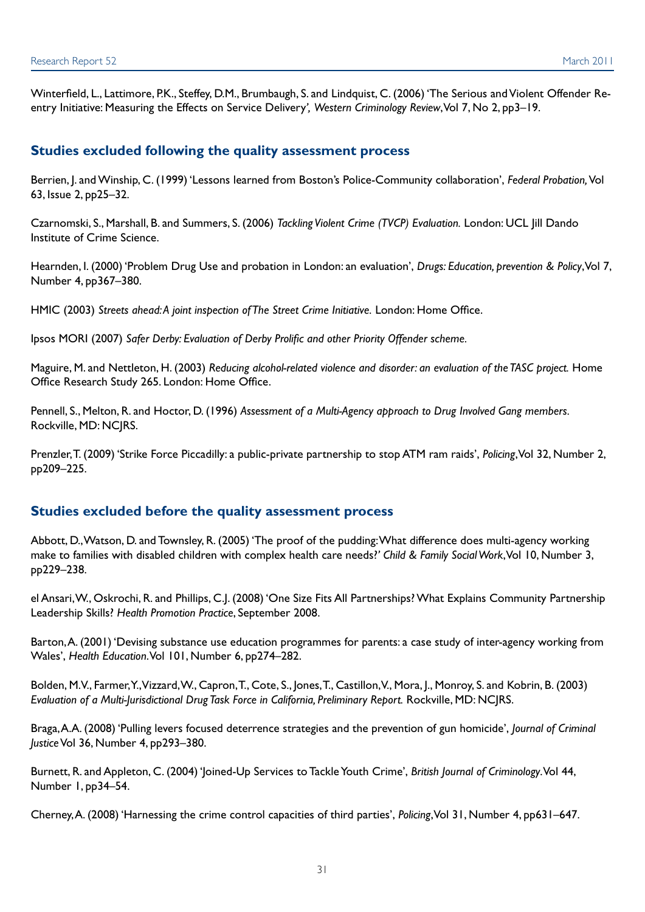Winterfield, L., Lattimore, P.K., Steffey, D.M., Brumbaugh, S. and Lindquist, C. (2006) 'The Serious and Violent Offender Re-entry Initiative: Measuring the Effects on Service Delivery', *Western Criminology Review*, Vol 7, No 2, pp3–19.

## Studies excluded following the quality assessment process

Berrien, J. and Winship, C. (1999) 'Lessons learned from Boston's Police-Community collaboration', *Federal Probation,* Vol 63, Issue 2, pp25–32.

Czarnomski, S., Marshall, B. and Summers, S. (2006) *Tackling Violent Crime (TVCP) Evaluation.* London: UCL Jill Dando Institute of Crime Science.

Hearnden, I. (2000) 'Problem Drug Use and probation in London: an evaluation', *Drugs: Education, prevention & Policy*, Vol 7, Number 4, pp367–380.

HMIC (2003) *Streets ahead: A joint inspection of The Street Crime Initiative.* London: Home Office.

Ipsos MORI (2007) *Safer Derby: Evaluation of Derby Prolific and other Priority Offender scheme.*

Maguire, M. and Nettleton, H. (2003) *Reducing alcohol-related violence and disorder: an evaluation of the TASC project.* Home Office Research Study 265. London: Home Office.

Pennell, S., Melton, R. and Hoctor, D. (1996) *Assessment of a Multi-Agency approach to Drug Involved Gang members.* Rockville, MD: NCJRS.

Prenzler, T. (2009) 'Strike Force Piccadilly: a public-private partnership to stop ATM ram raids', *Policing*, Vol 32, Number 2, pp209–225.

## Studies excluded before the quality assessment process

Abbott, D., Watson, D. and Townsley, R. (2005) 'The proof of the pudding: What difference does multi-agency working make to families with disabled children with complex health care needs?' *Child & Family Social Work*, Vol 10, Number 3, pp229–238.

el Ansari, W., Oskrochi, R. and Phillips, C.J. (2008) 'One Size Fits All Partnerships? What Explains Community Partnership Leadership Skills? *Health Promotion Practice*, September 2008.

Barton, A. (2001) 'Devising substance use education programmes for parents: a case study of inter-agency working from Wales', *Health Education.* Vol 101, Number 6, pp274–282.

Bolden, M.V., Farmer, Y., Vizzard, W., Capron, T., Cote, S., Jones, T., Castillon, V., Mora, J., Monroy, S. and Kobrin, B. (2003) *Evaluation of a Multi-Jurisdictional Drug Task Force in California, Preliminary Report.* Rockville, MD: NCJRS.

Braga, A.A. (2008) 'Pulling levers focused deterrence strategies and the prevention of gun homicide', *Journal of Criminal Justice* Vol 36, Number 4, pp293–380.

Burnett, R. and Appleton, C. (2004) 'Joined-Up Services to Tackle Youth Crime', *British Journal of Criminology.* Vol 44, Number 1, pp34–54.

Cherney, A. (2008) 'Harnessing the crime control capacities of third parties', *Policing*, Vol 31, Number 4, pp631–647.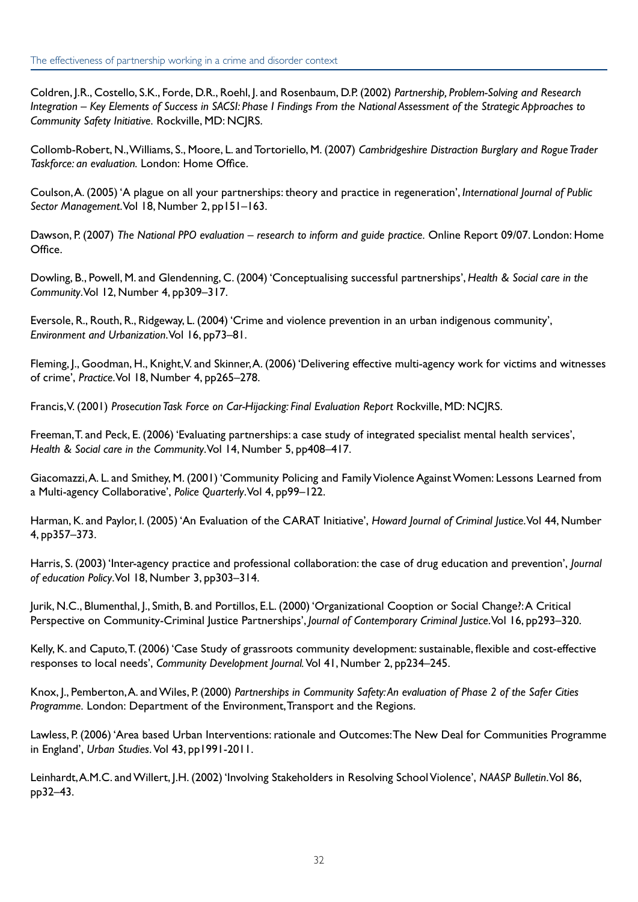Coldren, J.R., Costello, S.K., Forde, D.R., Roehl, J. and Rosenbaum, D.P. (2002) *Partnership, Problem-Solving and Research Integration – Key Elements of Success in SACSI: Phase I Findings From the National Assessment of the Strategic Approaches to Community Safety Initiative.* Rockville, MD: NCJRS.

Collomb-Robert, N., Williams, S., Moore, L. and Tortoriello, M. (2007) *Cambridgeshire Distraction Burglary and Rogue Trader Taskforce: an evaluation.* London: Home Office.

Coulson, A. (2005) 'A plague on all your partnerships: theory and practice in regeneration', *International Journal of Public Sector Management.* Vol 18, Number 2, pp151–163.

Dawson, P. (2007) *The National PPO evaluation – research to inform and guide practice.* Online Report 09/07. London: Home Office.

Dowling, B., Powell, M. and Glendenning, C. (2004) 'Conceptualising successful partnerships', *Health & Social care in the Community.* Vol 12, Number 4, pp309–317.

Eversole, R., Routh, R., Ridgeway, L. (2004) 'Crime and violence prevention in an urban indigenous community', *Environment and Urbanization.* Vol 16, pp73–81.

Fleming, J., Goodman, H., Knight, V. and Skinner, A. (2006) 'Delivering effective multi-agency work for victims and witnesses of crime', *Practice.* Vol 18, Number 4, pp265–278.

Francis, V. (2001) *Prosecution Task Force on Car-Hijacking: Final Evaluation Report* Rockville, MD: NCJRS.

Freeman, T. and Peck, E. (2006) 'Evaluating partnerships: a case study of integrated specialist mental health services', *Health & Social care in the Community.* Vol 14, Number 5, pp408–417.

Giacomazzi, A. L. and Smithey, M. (2001) 'Community Policing and Family Violence Against Women: Lessons Learned from a Multi-agency Collaborative', *Police Quarterly.* Vol 4, pp99–122.

Harman, K. and Paylor, I. (2005) 'An Evaluation of the CARAT Initiative', *Howard Journal of Criminal Justice.* Vol 44, Number 4, pp357–373.

Harris, S. (2003) 'Inter-agency practice and professional collaboration: the case of drug education and prevention', *Journal of education Policy.* Vol 18, Number 3, pp303–314.

Jurik, N.C., Blumenthal, J., Smith, B. and Portillos, E.L. (2000) 'Organizational Cooption or Social Change?: A Critical Perspective on Community-Criminal Justice Partnerships', *Journal of Contemporary Criminal Justice.* Vol 16, pp293–320.

Kelly, K. and Caputo, T. (2006) 'Case Study of grassroots community development: sustainable, flexible and cost-effective responses to local needs', *Community Development Journal.* Vol 41, Number 2, pp234–245.

Knox, J., Pemberton, A. and Wiles, P. (2000) *Partnerships in Community Safety: An evaluation of Phase 2 of the Safer Cities Programme.* London: Department of the Environment, Transport and the Regions.

Lawless, P. (2006) 'Area based Urban Interventions: rationale and Outcomes: The New Deal for Communities Programme in England', *Urban Studies.* Vol 43, pp1991-2011.

Leinhardt, A.M.C. and Willert, J.H. (2002) 'Involving Stakeholders in Resolving School Violence', *NAASP Bulletin.* Vol 86, pp32–43.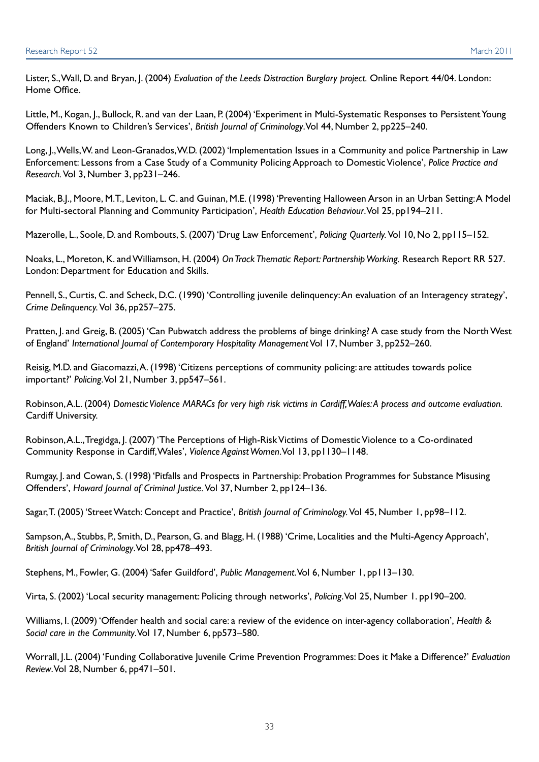Lister, S., Wall, D. and Bryan, J. (2004) *Evaluation of the Leeds Distraction Burglary project.* Online Report 44/04. London: Home Office.

Little, M., Kogan, J., Bullock, R. and van der Laan, P. (2004) 'Experiment in Multi-Systematic Responses to Persistent Young Offenders Known to Children's Services', *British Journal of Criminology*. Vol 44, Number 2, pp225–240.

Long, J., Wells, W. and Leon-Granados, W.D. (2002) 'Implementation Issues in a Community and police Partnership in Law Enforcement: Lessons from a Case Study of a Community Policing Approach to Domestic Violence', *Police Practice and Research.* Vol 3, Number 3, pp231–246.

Maciak, B.J., Moore, M.T., Leviton, L. C. and Guinan, M.E. (1998) 'Preventing Halloween Arson in an Urban Setting: A Model for Multi-sectoral Planning and Community Participation', *Health Education Behaviour*. Vol 25, pp194–211.

Mazerolle, L., Soole, D. and Rombouts, S. (2007) 'Drug Law Enforcement', *Policing Quarterly.* Vol 10, No 2, pp115–152.

Noaks, L., Moreton, K. and Williamson, H. (2004) *On Track Thematic Report: Partnership Working.* Research Report RR 527. London: Department for Education and Skills.

Pennell, S., Curtis, C. and Scheck, D.C. (1990) 'Controlling juvenile delinquency: An evaluation of an Interagency strategy', *Crime Delinquency.* Vol 36, pp257–275.

Pratten, J. and Greig, B. (2005) 'Can Pubwatch address the problems of binge drinking? A case study from the North West of England' *International Journal of Contemporary Hospitality Management* Vol 17, Number 3, pp252–260.

Reisig, M.D. and Giacomazzi, A. (1998) 'Citizens perceptions of community policing: are attitudes towards police important?' *Policing*. Vol 21, Number 3, pp547–561.

Robinson, A.L. (2004) *Domestic Violence MARACs for very high risk victims in Cardiff, Wales: A process and outcome evaluation.* Cardiff University.

Robinson, A.L., Tregidga, J. (2007) 'The Perceptions of High-Risk Victims of Domestic Violence to a Co-ordinated Community Response in Cardiff, Wales', *Violence Against Women*. Vol 13, pp1130–1148.

Rumgay, J. and Cowan, S. (1998) 'Pitfalls and Prospects in Partnership: Probation Programmes for Substance Misusing Offenders', *Howard Journal of Criminal Justice.* Vol 37, Number 2, pp124–136.

Sagar, T. (2005) 'Street Watch: Concept and Practice', *British Journal of Criminology.* Vol 45, Number 1, pp98–112.

Sampson, A., Stubbs, P., Smith, D., Pearson, G. and Blagg, H. (1988) 'Crime, Localities and the Multi-Agency Approach', *British Journal of Criminology*. Vol 28, pp478–493.

Stephens, M., Fowler, G. (2004) 'Safer Guildford', *Public Management*. Vol 6, Number 1, pp113–130.

Virta, S. (2002) 'Local security management: Policing through networks', *Policing*. Vol 25, Number 1. pp190–200.

Williams, I. (2009) 'Offender health and social care: a review of the evidence on inter-agency collaboration', *Health & Social care in the Community*. Vol 17, Number 6, pp573–580.

Worrall, J.L. (2004) 'Funding Collaborative Juvenile Crime Prevention Programmes: Does it Make a Difference?' *Evaluation Review*. Vol 28, Number 6, pp471–501.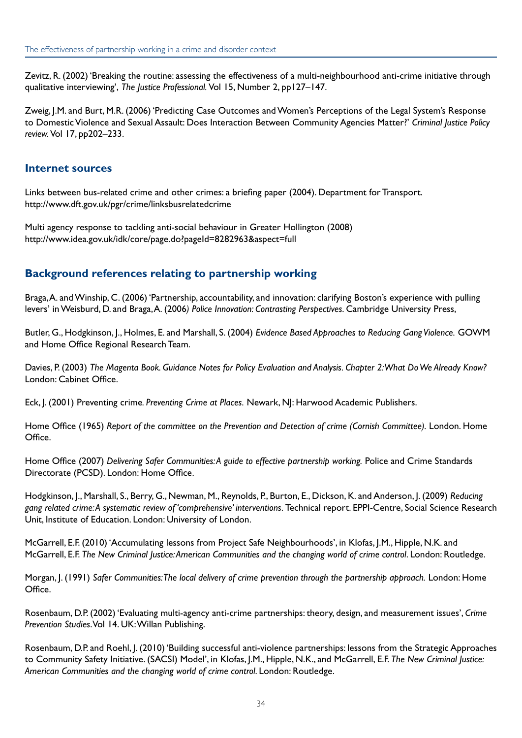Zevitz, R. (2002) 'Breaking the routine: assessing the effectiveness of a multi-neighbourhood anti-crime initiative through qualitative interviewing', *The Justice Professional*. Vol 15, Number 2, pp127–147.

Zweig, J.M. and Burt, M.R. (2006) 'Predicting Case Outcomes and Women's Perceptions of the Legal System's Response to Domestic Violence and Sexual Assault: Does Interaction Between Community Agencies Matter?' *Criminal Justice Policy review*. Vol 17, pp202–233.

## Internet sources

Links between bus-related crime and other crimes: a briefing paper (2004). Department for Transport. http://www.dft.gov.uk/pgr/crime/linksbusrelatedcrime

Multi agency response to tackling anti-social behaviour in Greater Hollington (2008) http://www.idea.gov.uk/idk/core/page.do?pageId=8282963&aspect=full

## Background references relating to partnership working

Braga, A. and Winship, C. (2006) 'Partnership, accountability, and innovation: clarifying Boston's experience with pulling levers' in Weisburd, D. and Braga, A. (2006) *Police Innovation: Contrasting Perspectives*. Cambridge University Press,

Butler, G., Hodgkinson, J., Holmes, E. and Marshall, S. (2004) *Evidence Based Approaches to Reducing Gang Violence.* GOWM and Home Office Regional Research Team.

Davies, P. (2003) *The Magenta Book. Guidance Notes for Policy Evaluation and Analysis. Chapter 2: What Do We Already Know?* London: Cabinet Office.

Eck, J. (2001) Preventing crime. *Preventing Crime at Places.* Newark, NJ: Harwood Academic Publishers.

Home Office (1965) *Report of the committee on the Prevention and Detection of crime (Cornish Committee).* London. Home Office.

Home Office (2007) *Delivering Safer Communities: A guide to effective partnership working.* Police and Crime Standards Directorate (PCSD). London: Home Office.

Hodgkinson, J., Marshall, S., Berry, G., Newman, M., Reynolds, P., Burton, E., Dickson, K. and Anderson, J. (2009) *Reducing gang related crime: A systematic review of 'comprehensive' interventions*. Technical report. EPPI-Centre, Social Science Research Unit, Institute of Education. London: University of London.

McGarrell, E.F. (2010) 'Accumulating lessons from Project Safe Neighbourhoods', in Klofas, J.M., Hipple, N.K. and McGarrell, E.F. *The New Criminal Justice: American Communities and the changing world of crime control*. London: Routledge.

Morgan, J. (1991) *Safer Communities: The local delivery of crime prevention through the partnership approach.* London: Home Office.

Rosenbaum, D.P. (2002) 'Evaluating multi-agency anti-crime partnerships: theory, design, and measurement issues', *Crime Prevention Studies*. Vol 14. UK: Willan Publishing.

Rosenbaum, D.P. and Roehl, J. (2010) 'Building successful anti-violence partnerships: lessons from the Strategic Approaches to Community Safety Initiative. (SACSI) Model', in Klofas, J.M., Hipple, N.K., and McGarrell, E.F. *The New Criminal Justice: American Communities and the changing world of crime control*. London: Routledge.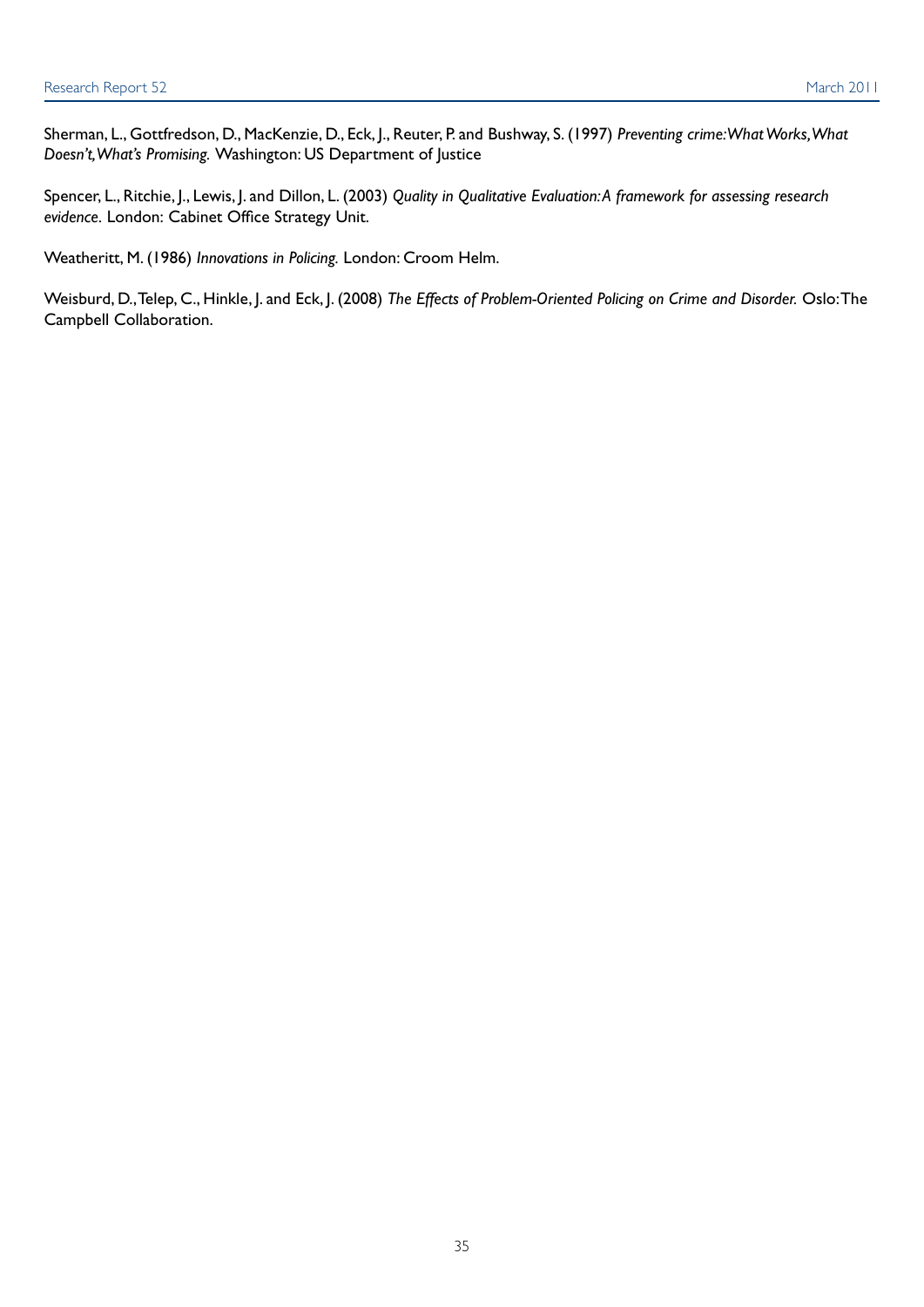Sherman, L., Gottfredson, D., MacKenzie, D., Eck, J., Reuter, P. and Bushway, S. (1997) *Preventing crime: What Works, What Doesn't, What's Promising.* Washington: US Department of Justice

Spencer, L., Ritchie, J., Lewis, J. and Dillon, L. (2003) *Quality in Qualitative Evaluation: A framework for assessing research evidence*. London: Cabinet Office Strategy Unit.

Weatheritt, M. (1986) *Innovations in Policing.* London: Croom Helm.

Weisburd, D., Telep, C., Hinkle, J. and Eck, J. (2008) *The Effects of Problem-Oriented Policing on Crime and Disorder.* Oslo: The Campbell Collaboration.